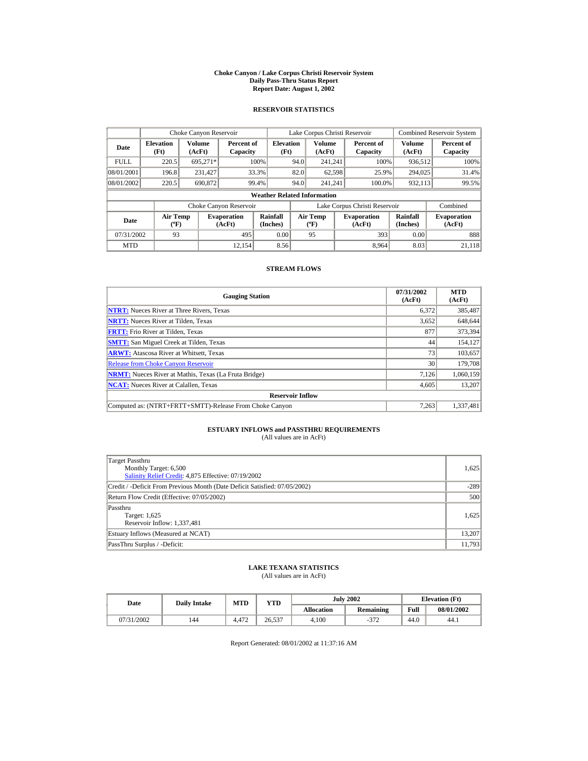# Choke Canyon / Lake Corpus Christi Reservoir System
## Daily Pass-Thru Status Report
### Report Date: August 1, 2002

## RESERVOIR STATISTICS

| | Choke Canyon Reservoir | | | Lake Corpus Christi Reservoir | | | Combined Reservoir System | |
|---|---|---|---|---|---|---|---|---|
| Date | Elevation (Ft) | Volume (AcFt) | Percent of Capacity | Elevation (Ft) | Volume (AcFt) | Percent of Capacity | Volume (AcFt) | Percent of Capacity |
| FULL | 220.5 | 695,271* | 100% | 94.0 | 241,241 | 100% | 936,512 | 100% |
| 08/01/2001 | 196.8 | 231,427 | 33.3% | 82.0 | 62,598 | 25.9% | 294,025 | 31.4% |
| 08/01/2002 | 220.5 | 690,872 | 99.4% | 94.0 | 241,241 | 100.0% | 932,113 | 99.5% |

**Weather Related Information**

| | Choke Canyon Reservoir | | | Lake Corpus Christi Reservoir | | | Combined |
|---|---|---|---|---|---|---|---|
| Date | Air Temp (ºF) | Evaporation (AcFt) | Rainfall (Inches) | Air Temp (ºF) | Evaporation (AcFt) | Rainfall (Inches) | Evaporation (AcFt) |
| 07/31/2002 | 93 | 495 | 0.00 | 95 | 393 | 0.00 | 888 |
| MTD | | 12,154 | 8.56 | | 8,964 | 8.03 | 21,118 |

## STREAM FLOWS

| Gauging Station | 07/31/2002 (AcFt) | MTD (AcFt) |
|---|---|---|
| **NTRT:** Nueces River at Three Rivers, Texas | 6,372 | 385,487 |
| **NRTT:** Nueces River at Tilden, Texas | 3,652 | 648,644 |
| **FRTT:** Frio River at Tilden, Texas | 877 | 373,394 |
| **SMTT:** San Miguel Creek at Tilden, Texas | 44 | 154,127 |
| **ARWT:** Atascosa River at Whitsett, Texas | 73 | 103,657 |
| Release from Choke Canyon Reservoir | 30 | 179,708 |
| **NRMT:** Nueces River at Mathis, Texas (La Fruta Bridge) | 7,126 | 1,060,159 |
| **NCAT:** Nueces River at Calallen, Texas | 4,605 | 13,207 |
| **Reservoir Inflow** | | |
| Computed as: (NTRT+FRTT+SMTT)-Release From Choke Canyon | 7,263 | 1,337,481 |

## ESTUARY INFLOWS and PASSTHRU REQUIREMENTS

(All values are in AcFt)

| | |
|---|---|
| Target Passthru<br>Monthly Target: 6,500<br>Salinity Relief Credit: 4,875 Effective: 07/19/2002 | 1,625 |
| Credit / -Deficit From Previous Month (Date Deficit Satisfied: 07/05/2002) | -289 |
| Return Flow Credit (Effective: 07/05/2002) | 500 |
| Passthru<br>Target: 1,625<br>Reservoir Inflow: 1,337,481 | 1,625 |
| Estuary Inflows (Measured at NCAT) | 13,207 |
| PassThru Surplus / -Deficit: | 11,793 |

## LAKE TEXANA STATISTICS

(All values are in AcFt)

| Date | Daily Intake | MTD | YTD | July 2002 | | Elevation (Ft) | |
|---|---|---|---|---|---|---|---|
| | | | | Allocation | Remaining | Full | 08/01/2002 |
| 07/31/2002 | 144 | 4,472 | 26,537 | 4,100 | -372 | 44.0 | 44.1 |

Report Generated: 08/01/2002 at 11:37:16 AM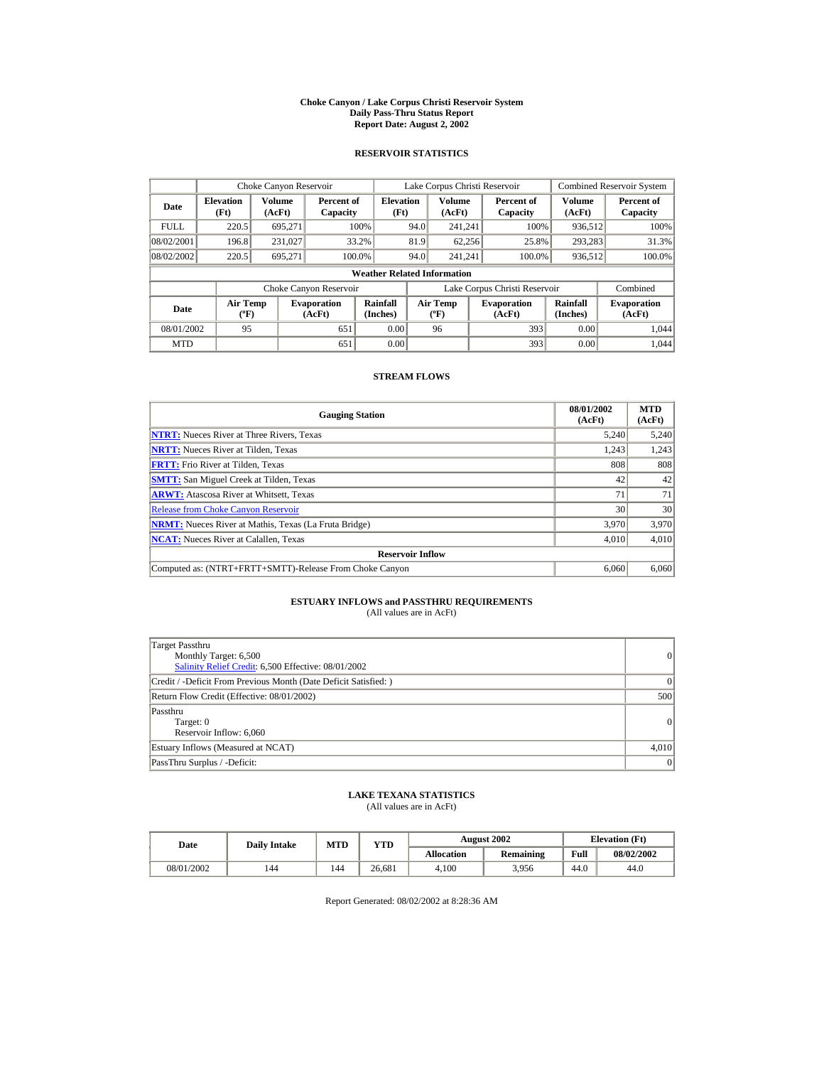# Choke Canyon / Lake Corpus Christi Reservoir System
## Daily Pass-Thru Status Report
## Report Date: August 2, 2002

### RESERVOIR STATISTICS

| Date | Choke Canyon Reservoir | | | Lake Corpus Christi Reservoir | | | Combined Reservoir System | |
|---|---|---|---|---|---|---|---|---|
| | Elevation (Ft) | Volume (AcFt) | Percent of Capacity | Elevation (Ft) | Volume (AcFt) | Percent of Capacity | Volume (AcFt) | Percent of Capacity |
| FULL | 220.5 | 695,271 | 100% | 94.0 | 241,241 | 100% | 936,512 | 100% |
| 08/02/2001 | 196.8 | 231,027 | 33.2% | 81.9 | 62,256 | 25.8% | 293,283 | 31.3% |
| 08/02/2002 | 220.5 | 695,271 | 100.0% | 94.0 | 241,241 | 100.0% | 936,512 | 100.0% |

**Weather Related Information**

| Date | Choke Canyon Reservoir | | | Lake Corpus Christi Reservoir | | | Combined |
|---|---|---|---|---|---|---|---|
| | Air Temp (ºF) | Evaporation (AcFt) | Rainfall (Inches) | Air Temp (ºF) | Evaporation (AcFt) | Rainfall (Inches) | Evaporation (AcFt) |
| 08/01/2002 | 95 | 651 | 0.00 | 96 | 393 | 0.00 | 1,044 |
| MTD | | 651 | 0.00 | | 393 | 0.00 | 1,044 |

### STREAM FLOWS

| Gauging Station | 08/01/2002 (AcFt) | MTD (AcFt) |
|---|---|---|
| NTRT: Nueces River at Three Rivers, Texas | 5,240 | 5,240 |
| NRTT: Nueces River at Tilden, Texas | 1,243 | 1,243 |
| FRTT: Frio River at Tilden, Texas | 808 | 808 |
| SMTT: San Miguel Creek at Tilden, Texas | 42 | 42 |
| ARWT: Atascosa River at Whitsett, Texas | 71 | 71 |
| Release from Choke Canyon Reservoir | 30 | 30 |
| NRMT: Nueces River at Mathis, Texas (La Fruta Bridge) | 3,970 | 3,970 |
| NCAT: Nueces River at Calallen, Texas | 4,010 | 4,010 |
| **Reservoir Inflow** | | |
| Computed as: (NTRT+FRTT+SMTT)-Release From Choke Canyon | 6,060 | 6,060 |

### ESTUARY INFLOWS and PASSTHRU REQUIREMENTS
(All values are in AcFt)

| | |
|---|---|
| Target Passthru<br>Monthly Target: 6,500<br>Salinity Relief Credit: 6,500 Effective: 08/01/2002 | 0 |
| Credit / -Deficit From Previous Month (Date Deficit Satisfied: ) | 0 |
| Return Flow Credit (Effective: 08/01/2002) | 500 |
| Passthru<br>Target: 0<br>Reservoir Inflow: 6,060 | 0 |
| Estuary Inflows (Measured at NCAT) | 4,010 |
| PassThru Surplus / -Deficit: | 0 |

### LAKE TEXANA STATISTICS
(All values are in AcFt)

| Date | Daily Intake | MTD | YTD | August 2002 | | Elevation (Ft) | |
|---|---|---|---|---|---|---|---|
| | | | | Allocation | Remaining | Full | 08/02/2002 |
| 08/01/2002 | 144 | 144 | 26,681 | 4,100 | 3,956 | 44.0 | 44.0 |

Report Generated: 08/02/2002 at 8:28:36 AM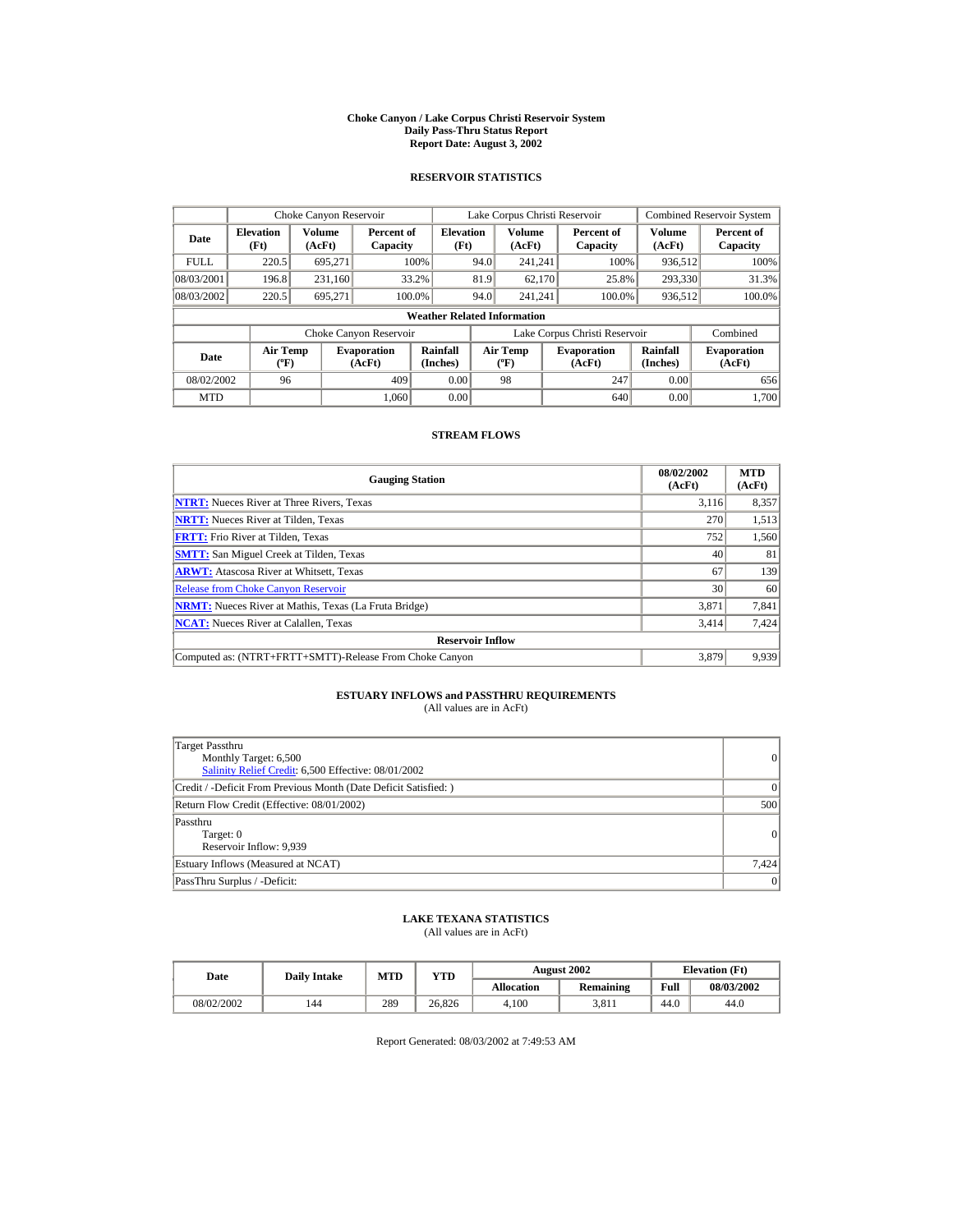# Choke Canyon / Lake Corpus Christi Reservoir System
## Daily Pass-Thru Status Report
## Report Date: August 3, 2002

### RESERVOIR STATISTICS

| Date | Choke Canyon Reservoir | | | Lake Corpus Christi Reservoir | | | Combined Reservoir System | |
|---|---|---|---|---|---|---|---|---|
| | Elevation (Ft) | Volume (AcFt) | Percent of Capacity | Elevation (Ft) | Volume (AcFt) | Percent of Capacity | Volume (AcFt) | Percent of Capacity |
| FULL | 220.5 | 695,271 | 100% | 94.0 | 241,241 | 100% | 936,512 | 100% |
| 08/03/2001 | 196.8 | 231,160 | 33.2% | 81.9 | 62,170 | 25.8% | 293,330 | 31.3% |
| 08/03/2002 | 220.5 | 695,271 | 100.0% | 94.0 | 241,241 | 100.0% | 936,512 | 100.0% |

**Weather Related Information**

| Date | Choke Canyon Reservoir | | | Lake Corpus Christi Reservoir | | | Combined |
|---|---|---|---|---|---|---|---|
| | Air Temp (ºF) | Evaporation (AcFt) | Rainfall (Inches) | Air Temp (ºF) | Evaporation (AcFt) | Rainfall (Inches) | Evaporation (AcFt) |
| 08/02/2002 | 96 | 409 | 0.00 | 98 | 247 | 0.00 | 656 |
| MTD | | 1,060 | 0.00 | | 640 | 0.00 | 1,700 |

### STREAM FLOWS

| Gauging Station | 08/02/2002 (AcFt) | MTD (AcFt) |
|---|---|---|
| NTRT: Nueces River at Three Rivers, Texas | 3,116 | 8,357 |
| NRTT: Nueces River at Tilden, Texas | 270 | 1,513 |
| FRTT: Frio River at Tilden, Texas | 752 | 1,560 |
| SMTT: San Miguel Creek at Tilden, Texas | 40 | 81 |
| ARWT: Atascosa River at Whitsett, Texas | 67 | 139 |
| Release from Choke Canyon Reservoir | 30 | 60 |
| NRMT: Nueces River at Mathis, Texas (La Fruta Bridge) | 3,871 | 7,841 |
| NCAT: Nueces River at Calallen, Texas | 3,414 | 7,424 |
| **Reservoir Inflow** | | |
| Computed as: (NTRT+FRTT+SMTT)-Release From Choke Canyon | 3,879 | 9,939 |

### ESTUARY INFLOWS and PASSTHRU REQUIREMENTS
(All values are in AcFt)

| Item | Value |
|---|---|
| Target Passthru<br>Monthly Target: 6,500<br>Salinity Relief Credit: 6,500 Effective: 08/01/2002 | 0 |
| Credit / -Deficit From Previous Month (Date Deficit Satisfied: ) | 0 |
| Return Flow Credit (Effective: 08/01/2002) | 500 |
| Passthru<br>Target: 0<br>Reservoir Inflow: 9,939 | 0 |
| Estuary Inflows (Measured at NCAT) | 7,424 |
| PassThru Surplus / -Deficit: | 0 |

### LAKE TEXANA STATISTICS
(All values are in AcFt)

| Date | Daily Intake | MTD | YTD | August 2002 | | Elevation (Ft) | |
|---|---|---|---|---|---|---|---|
| | | | | Allocation | Remaining | Full | 08/03/2002 |
| 08/02/2002 | 144 | 289 | 26,826 | 4,100 | 3,811 | 44.0 | 44.0 |

Report Generated: 08/03/2002 at 7:49:53 AM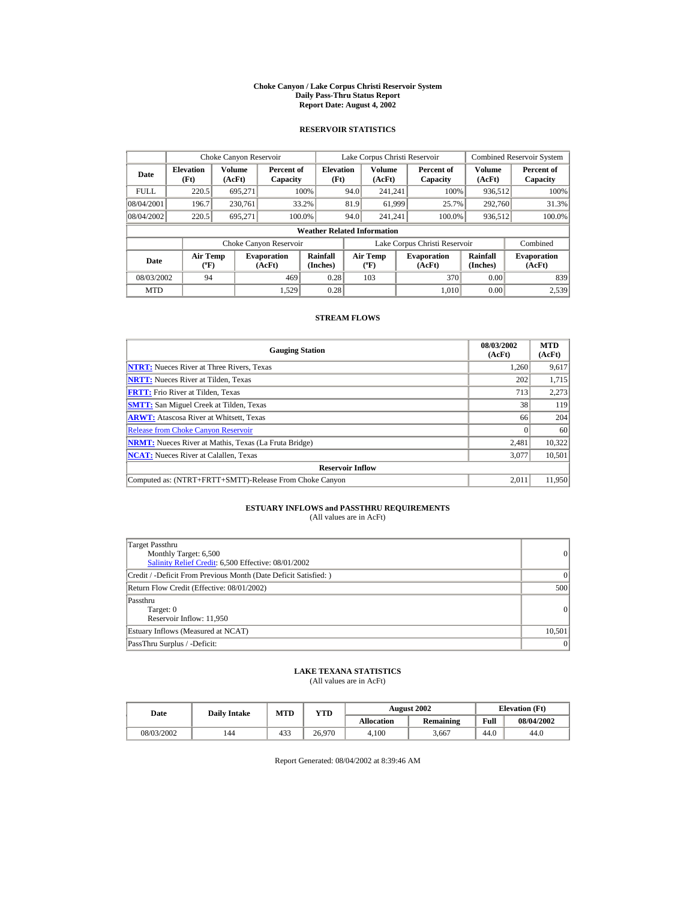# Choke Canyon / Lake Corpus Christi Reservoir System
## Daily Pass-Thru Status Report
### Report Date: August 4, 2002

## RESERVOIR STATISTICS

| | Choke Canyon Reservoir | | | Lake Corpus Christi Reservoir | | | Combined Reservoir System | |
|---|---|---|---|---|---|---|---|---|
| Date | Elevation (Ft) | Volume (AcFt) | Percent of Capacity | Elevation (Ft) | Volume (AcFt) | Percent of Capacity | Volume (AcFt) | Percent of Capacity |
| FULL | 220.5 | 695,271 | 100% | 94.0 | 241,241 | 100% | 936,512 | 100% |
| 08/04/2001 | 196.7 | 230,761 | 33.2% | 81.9 | 61,999 | 25.7% | 292,760 | 31.3% |
| 08/04/2002 | 220.5 | 695,271 | 100.0% | 94.0 | 241,241 | 100.0% | 936,512 | 100.0% |

**Weather Related Information**

| | Choke Canyon Reservoir | | | Lake Corpus Christi Reservoir | | | Combined |
|---|---|---|---|---|---|---|---|
| Date | Air Temp (ºF) | Evaporation (AcFt) | Rainfall (Inches) | Air Temp (ºF) | Evaporation (AcFt) | Rainfall (Inches) | Evaporation (AcFt) |
| 08/03/2002 | 94 | 469 | 0.28 | 103 | 370 | 0.00 | 839 |
| MTD | | 1,529 | 0.28 | | 1,010 | 0.00 | 2,539 |

## STREAM FLOWS

| Gauging Station | 08/03/2002 (AcFt) | MTD (AcFt) |
|---|---|---|
| **NTRT:** Nueces River at Three Rivers, Texas | 1,260 | 9,617 |
| **NRTT:** Nueces River at Tilden, Texas | 202 | 1,715 |
| **FRTT:** Frio River at Tilden, Texas | 713 | 2,273 |
| **SMTT:** San Miguel Creek at Tilden, Texas | 38 | 119 |
| **ARWT:** Atascosa River at Whitsett, Texas | 66 | 204 |
| Release from Choke Canyon Reservoir | 0 | 60 |
| **NRMT:** Nueces River at Mathis, Texas (La Fruta Bridge) | 2,481 | 10,322 |
| **NCAT:** Nueces River at Calallen, Texas | 3,077 | 10,501 |
| **Reservoir Inflow** | | |
| Computed as: (NTRT+FRTT+SMTT)-Release From Choke Canyon | 2,011 | 11,950 |

## ESTUARY INFLOWS and PASSTHRU REQUIREMENTS
(All values are in AcFt)

| | |
|---|---|
| Target Passthru<br>Monthly Target: 6,500<br>Salinity Relief Credit: 6,500 Effective: 08/01/2002 | 0 |
| Credit / -Deficit From Previous Month (Date Deficit Satisfied: ) | 0 |
| Return Flow Credit (Effective: 08/01/2002) | 500 |
| Passthru<br>Target: 0<br>Reservoir Inflow: 11,950 | 0 |
| Estuary Inflows (Measured at NCAT) | 10,501 |
| PassThru Surplus / -Deficit: | 0 |

## LAKE TEXANA STATISTICS
(All values are in AcFt)

| Date | Daily Intake | MTD | YTD | August 2002 | | Elevation (Ft) | |
|---|---|---|---|---|---|---|---|
| | | | | Allocation | Remaining | Full | 08/04/2002 |
| 08/03/2002 | 144 | 433 | 26,970 | 4,100 | 3,667 | 44.0 | 44.0 |

Report Generated: 08/04/2002 at 8:39:46 AM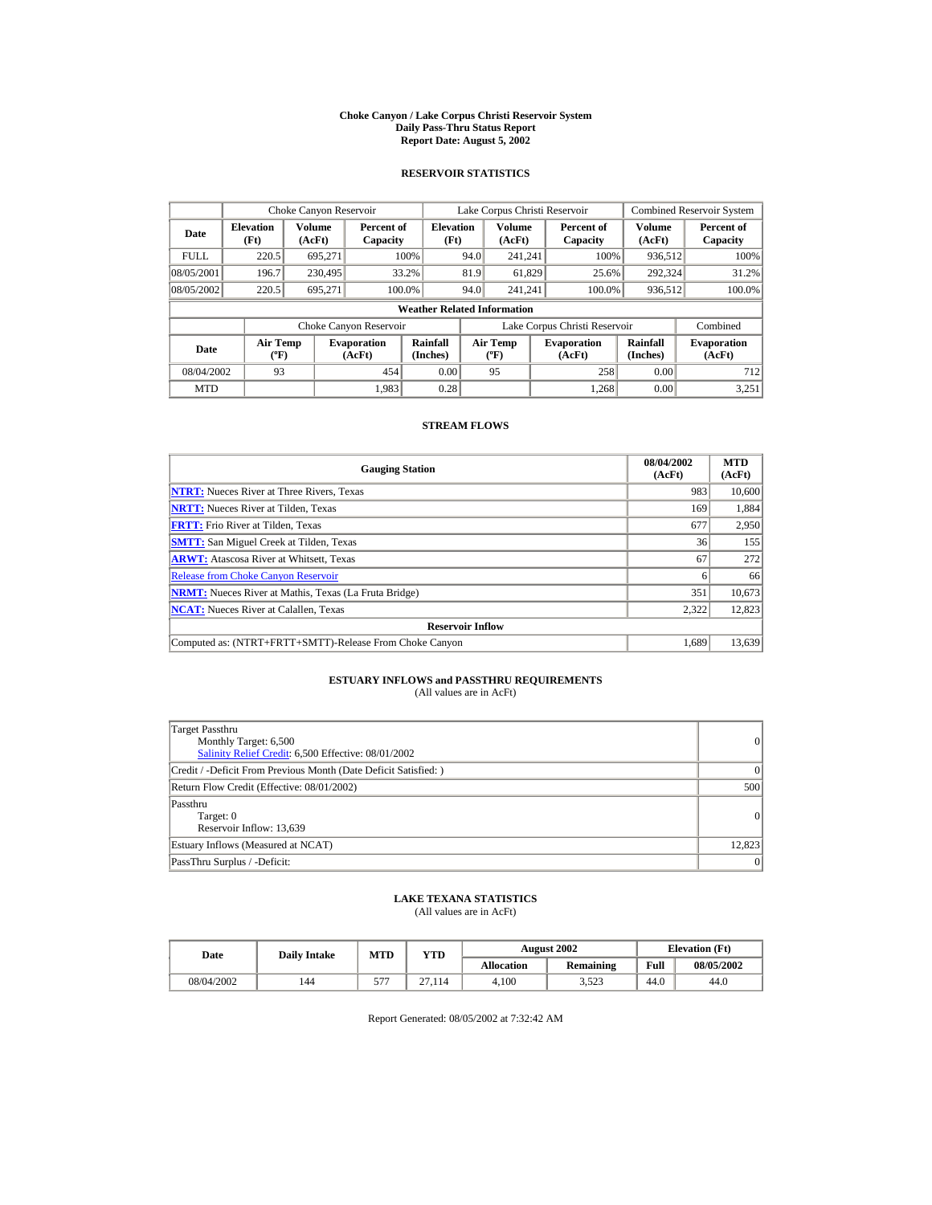# Choke Canyon / Lake Corpus Christi Reservoir System
## Daily Pass-Thru Status Report
### Report Date: August 5, 2002

## RESERVOIR STATISTICS

| Date | Choke Canyon Reservoir | | | Lake Corpus Christi Reservoir | | | Combined Reservoir System | |
|---|---|---|---|---|---|---|---|---|
| | Elevation (Ft) | Volume (AcFt) | Percent of Capacity | Elevation (Ft) | Volume (AcFt) | Percent of Capacity | Volume (AcFt) | Percent of Capacity |
| FULL | 220.5 | 695,271 | 100% | 94.0 | 241,241 | 100% | 936,512 | 100% |
| 08/05/2001 | 196.7 | 230,495 | 33.2% | 81.9 | 61,829 | 25.6% | 292,324 | 31.2% |
| 08/05/2002 | 220.5 | 695,271 | 100.0% | 94.0 | 241,241 | 100.0% | 936,512 | 100.0% |

### Weather Related Information

| Date | Choke Canyon Reservoir | | | Lake Corpus Christi Reservoir | | | Combined |
|---|---|---|---|---|---|---|---|
| | Air Temp (ºF) | Evaporation (AcFt) | Rainfall (Inches) | Air Temp (ºF) | Evaporation (AcFt) | Rainfall (Inches) | Evaporation (AcFt) |
| 08/04/2002 | 93 | 454 | 0.00 | 95 | 258 | 0.00 | 712 |
| MTD | | 1,983 | 0.28 | | 1,268 | 0.00 | 3,251 |

## STREAM FLOWS

| Gauging Station | 08/04/2002 (AcFt) | MTD (AcFt) |
|---|---|---|
| **NTRT:** Nueces River at Three Rivers, Texas | 983 | 10,600 |
| **NRTT:** Nueces River at Tilden, Texas | 169 | 1,884 |
| **FRTT:** Frio River at Tilden, Texas | 677 | 2,950 |
| **SMTT:** San Miguel Creek at Tilden, Texas | 36 | 155 |
| **ARWT:** Atascosa River at Whitsett, Texas | 67 | 272 |
| Release from Choke Canyon Reservoir | 6 | 66 |
| **NRMT:** Nueces River at Mathis, Texas (La Fruta Bridge) | 351 | 10,673 |
| **NCAT:** Nueces River at Calallen, Texas | 2,322 | 12,823 |
| **Reservoir Inflow** | | |
| Computed as: (NTRT+FRTT+SMTT)-Release From Choke Canyon | 1,689 | 13,639 |

## ESTUARY INFLOWS and PASSTHRU REQUIREMENTS
(All values are in AcFt)

| | |
|---|---|
| Target Passthru<br>Monthly Target: 6,500<br>Salinity Relief Credit: 6,500 Effective: 08/01/2002 | 0 |
| Credit / -Deficit From Previous Month (Date Deficit Satisfied: ) | 0 |
| Return Flow Credit (Effective: 08/01/2002) | 500 |
| Passthru<br>Target: 0<br>Reservoir Inflow: 13,639 | 0 |
| Estuary Inflows (Measured at NCAT) | 12,823 |
| PassThru Surplus / -Deficit: | 0 |

## LAKE TEXANA STATISTICS
(All values are in AcFt)

| Date | Daily Intake | MTD | YTD | August 2002 | | Elevation (Ft) | |
|---|---|---|---|---|---|---|---|
| | | | | Allocation | Remaining | Full | 08/05/2002 |
| 08/04/2002 | 144 | 577 | 27,114 | 4,100 | 3,523 | 44.0 | 44.0 |

Report Generated: 08/05/2002 at 7:32:42 AM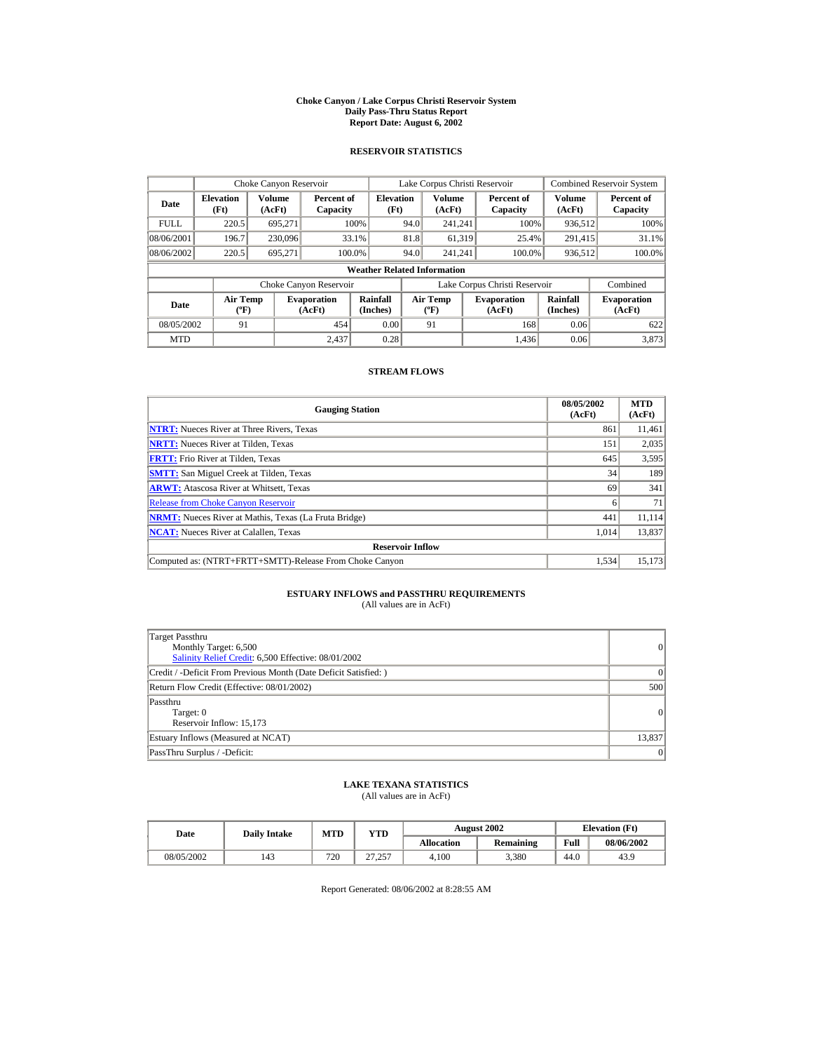# Choke Canyon / Lake Corpus Christi Reservoir System
## Daily Pass-Thru Status Report
### Report Date: August 6, 2002

## RESERVOIR STATISTICS

| Date | Choke Canyon Reservoir | | | Lake Corpus Christi Reservoir | | | Combined Reservoir System | |
|---|---|---|---|---|---|---|---|---|
| | Elevation (Ft) | Volume (AcFt) | Percent of Capacity | Elevation (Ft) | Volume (AcFt) | Percent of Capacity | Volume (AcFt) | Percent of Capacity |
| FULL | 220.5 | 695,271 | 100% | 94.0 | 241,241 | 100% | 936,512 | 100% |
| 08/06/2001 | 196.7 | 230,096 | 33.1% | 81.8 | 61,319 | 25.4% | 291,415 | 31.1% |
| 08/06/2002 | 220.5 | 695,271 | 100.0% | 94.0 | 241,241 | 100.0% | 936,512 | 100.0% |

**Weather Related Information**

| Date | Choke Canyon Reservoir | | | Lake Corpus Christi Reservoir | | | Combined |
|---|---|---|---|---|---|---|---|
| | Air Temp (ºF) | Evaporation (AcFt) | Rainfall (Inches) | Air Temp (ºF) | Evaporation (AcFt) | Rainfall (Inches) | Evaporation (AcFt) |
| 08/05/2002 | 91 | 454 | 0.00 | 91 | 168 | 0.06 | 622 |
| MTD | | 2,437 | 0.28 | | 1,436 | 0.06 | 3,873 |

## STREAM FLOWS

| Gauging Station | 08/05/2002 (AcFt) | MTD (AcFt) |
|---|---|---|
| NTRT: Nueces River at Three Rivers, Texas | 861 | 11,461 |
| NRTT: Nueces River at Tilden, Texas | 151 | 2,035 |
| FRTT: Frio River at Tilden, Texas | 645 | 3,595 |
| SMTT: San Miguel Creek at Tilden, Texas | 34 | 189 |
| ARWT: Atascosa River at Whitsett, Texas | 69 | 341 |
| Release from Choke Canyon Reservoir | 6 | 71 |
| NRMT: Nueces River at Mathis, Texas (La Fruta Bridge) | 441 | 11,114 |
| NCAT: Nueces River at Calallen, Texas | 1,014 | 13,837 |
| **Reservoir Inflow** | | |
| Computed as: (NTRT+FRTT+SMTT)-Release From Choke Canyon | 1,534 | 15,173 |

## ESTUARY INFLOWS and PASSTHRU REQUIREMENTS
(All values are in AcFt)

| | |
|---|---|
| Target Passthru<br>Monthly Target: 6,500<br>Salinity Relief Credit: 6,500 Effective: 08/01/2002 | 0 |
| Credit / -Deficit From Previous Month (Date Deficit Satisfied: ) | 0 |
| Return Flow Credit (Effective: 08/01/2002) | 500 |
| Passthru<br>Target: 0<br>Reservoir Inflow: 15,173 | 0 |
| Estuary Inflows (Measured at NCAT) | 13,837 |
| PassThru Surplus / -Deficit: | 0 |

## LAKE TEXANA STATISTICS
(All values are in AcFt)

| Date | Daily Intake | MTD | YTD | August 2002 | | Elevation (Ft) | |
|---|---|---|---|---|---|---|---|
| | | | | Allocation | Remaining | Full | 08/06/2002 |
| 08/05/2002 | 143 | 720 | 27,257 | 4,100 | 3,380 | 44.0 | 43.9 |

Report Generated: 08/06/2002 at 8:28:55 AM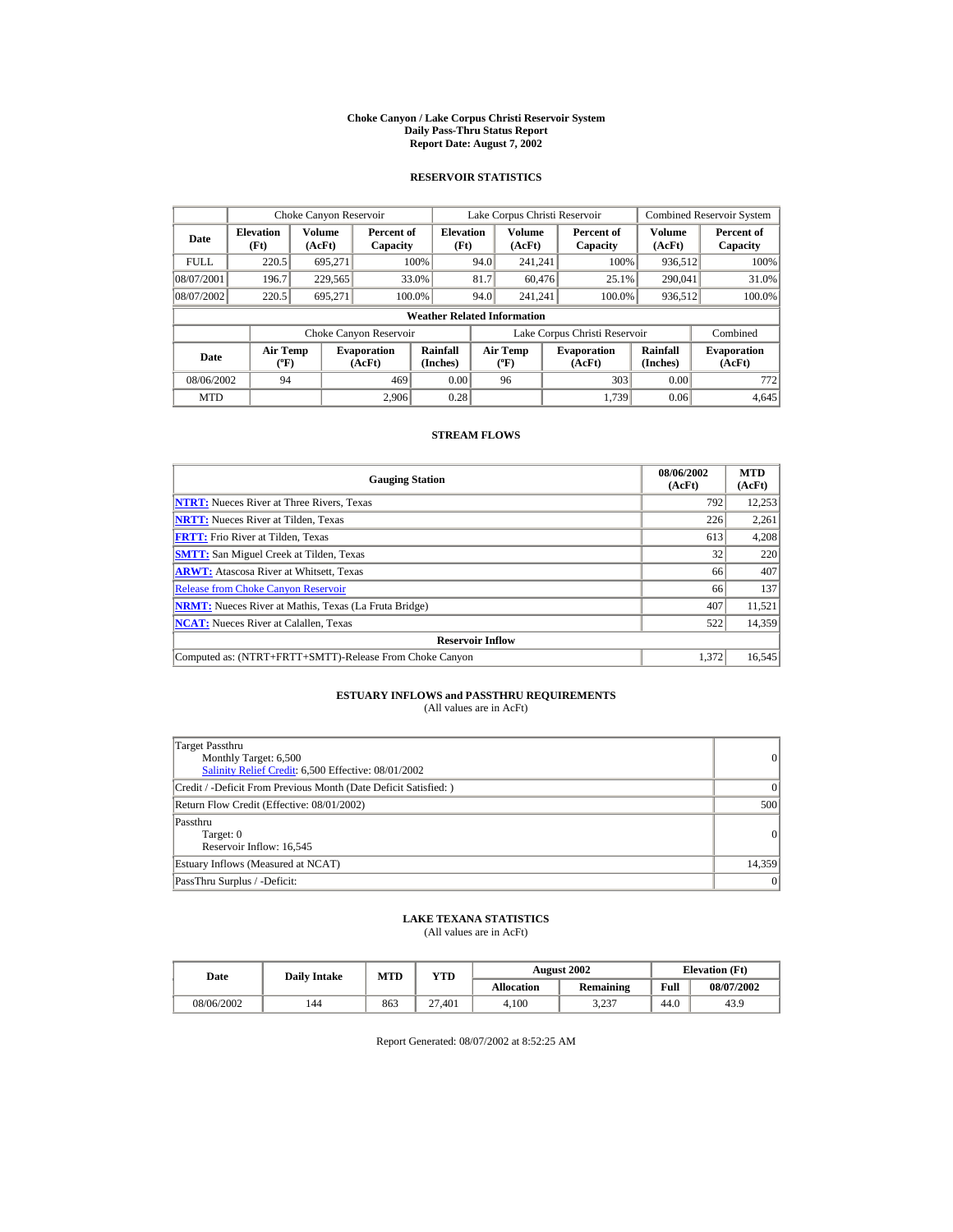# Choke Canyon / Lake Corpus Christi Reservoir System
## Daily Pass-Thru Status Report
### Report Date: August 7, 2002

## RESERVOIR STATISTICS

| Date | Choke Canyon Reservoir | | | Lake Corpus Christi Reservoir | | | Combined Reservoir System | |
|---|---|---|---|---|---|---|---|---|
| | Elevation (Ft) | Volume (AcFt) | Percent of Capacity | Elevation (Ft) | Volume (AcFt) | Percent of Capacity | Volume (AcFt) | Percent of Capacity |
| FULL | 220.5 | 695,271 | 100% | 94.0 | 241,241 | 100% | 936,512 | 100% |
| 08/07/2001 | 196.7 | 229,565 | 33.0% | 81.7 | 60,476 | 25.1% | 290,041 | 31.0% |
| 08/07/2002 | 220.5 | 695,271 | 100.0% | 94.0 | 241,241 | 100.0% | 936,512 | 100.0% |

**Weather Related Information**

| Date | Choke Canyon Reservoir | | | Lake Corpus Christi Reservoir | | | Combined |
|---|---|---|---|---|---|---|---|
| | Air Temp (ºF) | Evaporation (AcFt) | Rainfall (Inches) | Air Temp (ºF) | Evaporation (AcFt) | Rainfall (Inches) | Evaporation (AcFt) |
| 08/06/2002 | 94 | 469 | 0.00 | 96 | 303 | 0.00 | 772 |
| MTD | | 2,906 | 0.28 | | 1,739 | 0.06 | 4,645 |

## STREAM FLOWS

| Gauging Station | 08/06/2002 (AcFt) | MTD (AcFt) |
|---|---|---|
| NTRT: Nueces River at Three Rivers, Texas | 792 | 12,253 |
| NRTT: Nueces River at Tilden, Texas | 226 | 2,261 |
| FRTT: Frio River at Tilden, Texas | 613 | 4,208 |
| SMTT: San Miguel Creek at Tilden, Texas | 32 | 220 |
| ARWT: Atascosa River at Whitsett, Texas | 66 | 407 |
| Release from Choke Canyon Reservoir | 66 | 137 |
| NRMT: Nueces River at Mathis, Texas (La Fruta Bridge) | 407 | 11,521 |
| NCAT: Nueces River at Calallen, Texas | 522 | 14,359 |
| **Reservoir Inflow** | | |
| Computed as: (NTRT+FRTT+SMTT)-Release From Choke Canyon | 1,372 | 16,545 |

## ESTUARY INFLOWS and PASSTHRU REQUIREMENTS
(All values are in AcFt)

| | |
|---|---|
| Target Passthru<br>Monthly Target: 6,500<br>Salinity Relief Credit: 6,500 Effective: 08/01/2002 | 0 |
| Credit / -Deficit From Previous Month (Date Deficit Satisfied: ) | 0 |
| Return Flow Credit (Effective: 08/01/2002) | 500 |
| Passthru<br>Target: 0<br>Reservoir Inflow: 16,545 | 0 |
| Estuary Inflows (Measured at NCAT) | 14,359 |
| PassThru Surplus / -Deficit: | 0 |

## LAKE TEXANA STATISTICS
(All values are in AcFt)

| Date | Daily Intake | MTD | YTD | August 2002 | | Elevation (Ft) | |
|---|---|---|---|---|---|---|---|
| | | | | Allocation | Remaining | Full | 08/07/2002 |
| 08/06/2002 | 144 | 863 | 27,401 | 4,100 | 3,237 | 44.0 | 43.9 |

Report Generated: 08/07/2002 at 8:52:25 AM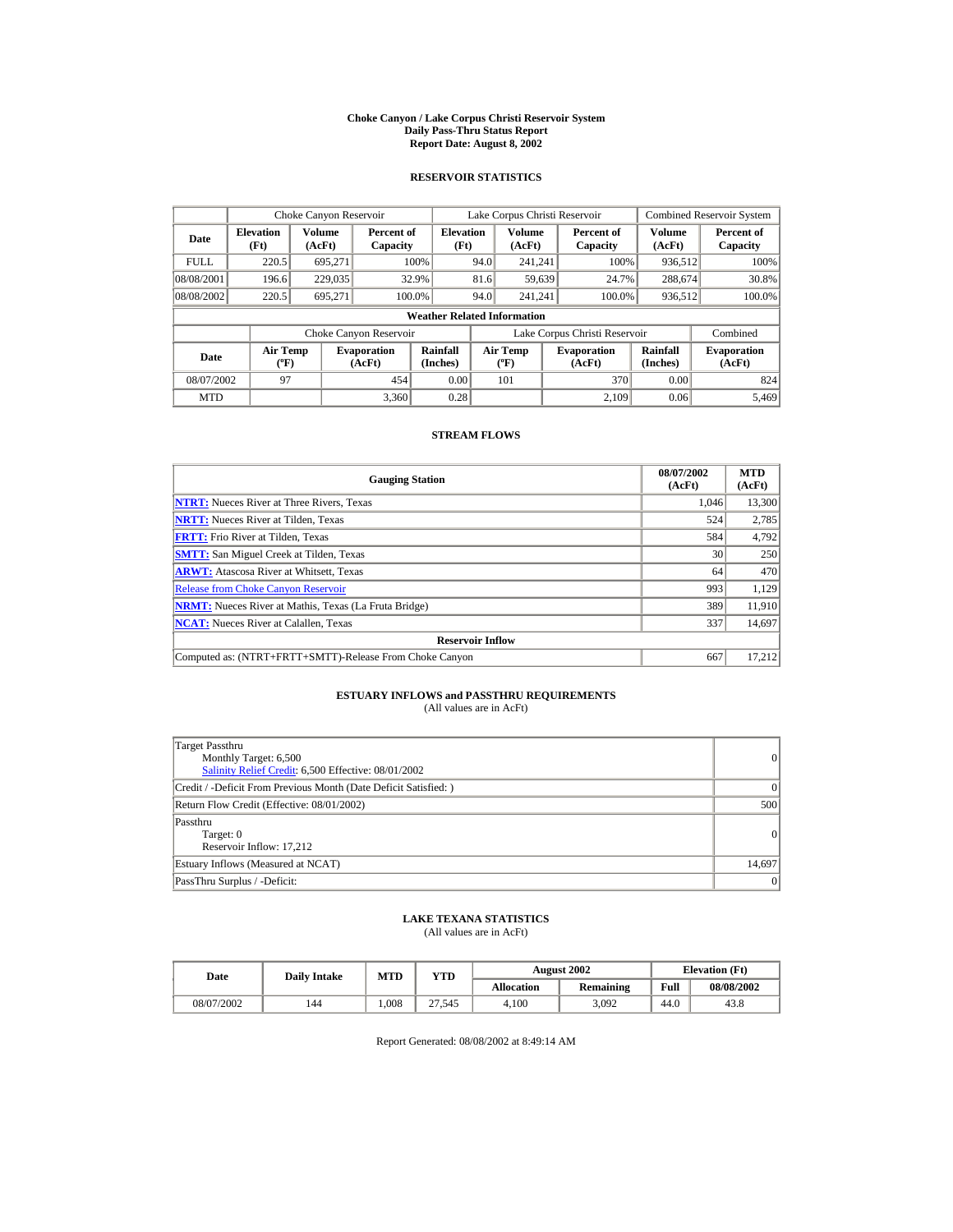# Choke Canyon / Lake Corpus Christi Reservoir System
## Daily Pass-Thru Status Report
### Report Date: August 8, 2002

## RESERVOIR STATISTICS

| Date | Choke Canyon Reservoir | | | Lake Corpus Christi Reservoir | | | Combined Reservoir System | |
|---|---|---|---|---|---|---|---|---|
| | Elevation (Ft) | Volume (AcFt) | Percent of Capacity | Elevation (Ft) | Volume (AcFt) | Percent of Capacity | Volume (AcFt) | Percent of Capacity |
| FULL | 220.5 | 695,271 | 100% | 94.0 | 241,241 | 100% | 936,512 | 100% |
| 08/08/2001 | 196.6 | 229,035 | 32.9% | 81.6 | 59,639 | 24.7% | 288,674 | 30.8% |
| 08/08/2002 | 220.5 | 695,271 | 100.0% | 94.0 | 241,241 | 100.0% | 936,512 | 100.0% |

**Weather Related Information**

| Date | Choke Canyon Reservoir | | | Lake Corpus Christi Reservoir | | | Combined |
|---|---|---|---|---|---|---|---|
| | Air Temp (ºF) | Evaporation (AcFt) | Rainfall (Inches) | Air Temp (ºF) | Evaporation (AcFt) | Rainfall (Inches) | Evaporation (AcFt) |
| 08/07/2002 | 97 | 454 | 0.00 | 101 | 370 | 0.00 | 824 |
| MTD | | 3,360 | 0.28 | | 2,109 | 0.06 | 5,469 |

## STREAM FLOWS

| Gauging Station | 08/07/2002 (AcFt) | MTD (AcFt) |
|---|---|---|
| **NTRT:** Nueces River at Three Rivers, Texas | 1,046 | 13,300 |
| **NRTT:** Nueces River at Tilden, Texas | 524 | 2,785 |
| **FRTT:** Frio River at Tilden, Texas | 584 | 4,792 |
| **SMTT:** San Miguel Creek at Tilden, Texas | 30 | 250 |
| **ARWT:** Atascosa River at Whitsett, Texas | 64 | 470 |
| Release from Choke Canyon Reservoir | 993 | 1,129 |
| **NRMT:** Nueces River at Mathis, Texas (La Fruta Bridge) | 389 | 11,910 |
| **NCAT:** Nueces River at Calallen, Texas | 337 | 14,697 |
| **Reservoir Inflow** | | |
| Computed as: (NTRT+FRTT+SMTT)-Release From Choke Canyon | 667 | 17,212 |

## ESTUARY INFLOWS and PASSTHRU REQUIREMENTS
(All values are in AcFt)

| | |
|---|---|
| Target Passthru<br>Monthly Target: 6,500<br>Salinity Relief Credit: 6,500 Effective: 08/01/2002 | 0 |
| Credit / -Deficit From Previous Month (Date Deficit Satisfied: ) | 0 |
| Return Flow Credit (Effective: 08/01/2002) | 500 |
| Passthru<br>Target: 0<br>Reservoir Inflow: 17,212 | 0 |
| Estuary Inflows (Measured at NCAT) | 14,697 |
| PassThru Surplus / -Deficit: | 0 |

## LAKE TEXANA STATISTICS
(All values are in AcFt)

| Date | Daily Intake | MTD | YTD | August 2002 | | Elevation (Ft) | |
|---|---|---|---|---|---|---|---|
| | | | | Allocation | Remaining | Full | 08/08/2002 |
| 08/07/2002 | 144 | 1,008 | 27,545 | 4,100 | 3,092 | 44.0 | 43.8 |

Report Generated: 08/08/2002 at 8:49:14 AM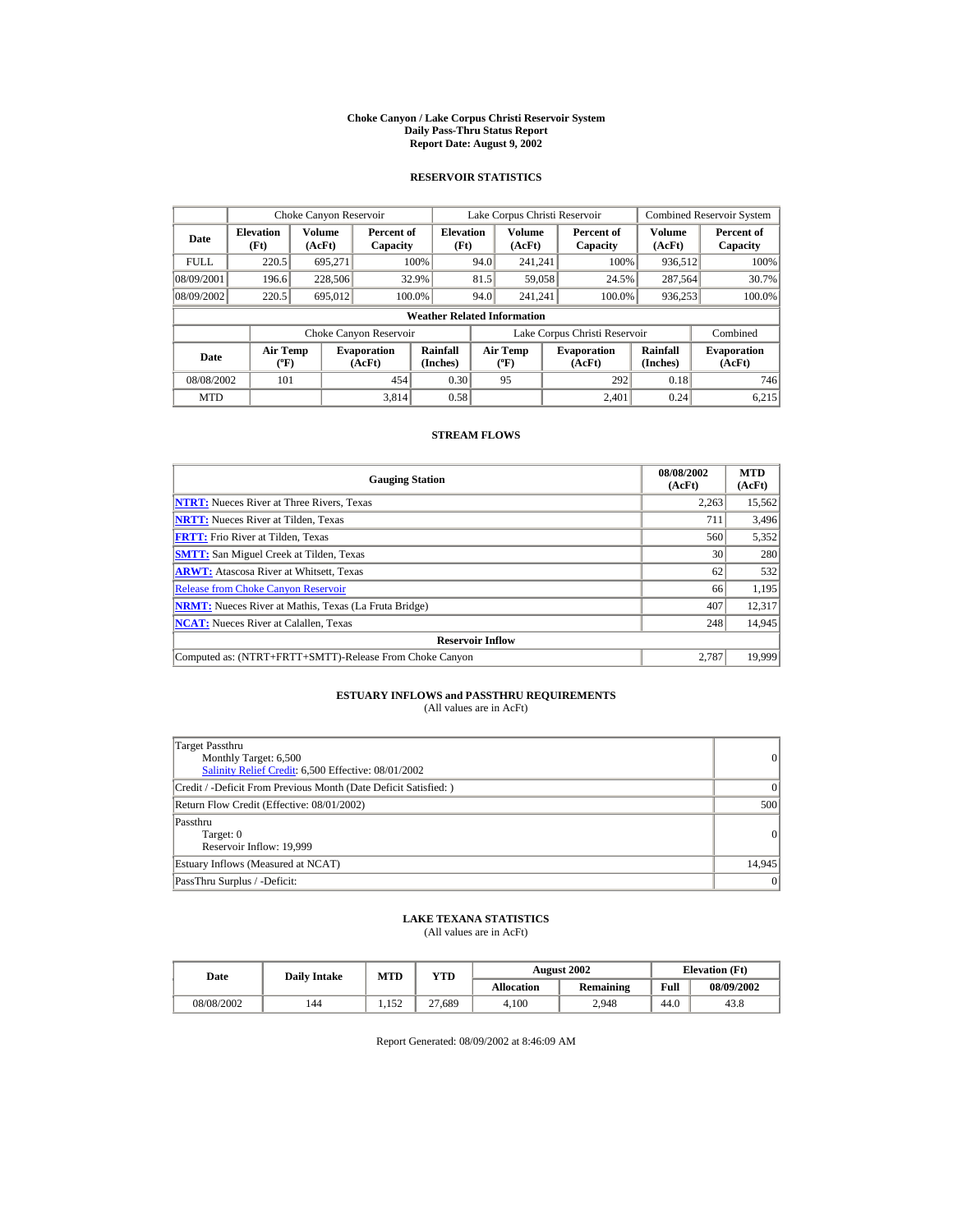# Choke Canyon / Lake Corpus Christi Reservoir System
## Daily Pass-Thru Status Report
## Report Date: August 9, 2002

### RESERVOIR STATISTICS

| Date | Choke Canyon Reservoir | | | Lake Corpus Christi Reservoir | | | Combined Reservoir System | |
|---|---|---|---|---|---|---|---|---|
| | Elevation (Ft) | Volume (AcFt) | Percent of Capacity | Elevation (Ft) | Volume (AcFt) | Percent of Capacity | Volume (AcFt) | Percent of Capacity |
| FULL | 220.5 | 695,271 | 100% | 94.0 | 241,241 | 100% | 936,512 | 100% |
| 08/09/2001 | 196.6 | 228,506 | 32.9% | 81.5 | 59,058 | 24.5% | 287,564 | 30.7% |
| 08/09/2002 | 220.5 | 695,012 | 100.0% | 94.0 | 241,241 | 100.0% | 936,253 | 100.0% |

**Weather Related Information**

| Date | Choke Canyon Reservoir | | | Lake Corpus Christi Reservoir | | | Combined |
|---|---|---|---|---|---|---|---|
| | Air Temp (ºF) | Evaporation (AcFt) | Rainfall (Inches) | Air Temp (ºF) | Evaporation (AcFt) | Rainfall (Inches) | Evaporation (AcFt) |
| 08/08/2002 | 101 | 454 | 0.30 | 95 | 292 | 0.18 | 746 |
| MTD | | 3,814 | 0.58 | | 2,401 | 0.24 | 6,215 |

### STREAM FLOWS

| Gauging Station | 08/08/2002 (AcFt) | MTD (AcFt) |
|---|---|---|
| NTRT: Nueces River at Three Rivers, Texas | 2,263 | 15,562 |
| NRTT: Nueces River at Tilden, Texas | 711 | 3,496 |
| FRTT: Frio River at Tilden, Texas | 560 | 5,352 |
| SMTT: San Miguel Creek at Tilden, Texas | 30 | 280 |
| ARWT: Atascosa River at Whitsett, Texas | 62 | 532 |
| Release from Choke Canyon Reservoir | 66 | 1,195 |
| NRMT: Nueces River at Mathis, Texas (La Fruta Bridge) | 407 | 12,317 |
| NCAT: Nueces River at Calallen, Texas | 248 | 14,945 |
| **Reservoir Inflow** | | |
| Computed as: (NTRT+FRTT+SMTT)-Release From Choke Canyon | 2,787 | 19,999 |

### ESTUARY INFLOWS and PASSTHRU REQUIREMENTS
(All values are in AcFt)

| | |
|---|---|
| Target Passthru<br>Monthly Target: 6,500<br>Salinity Relief Credit: 6,500 Effective: 08/01/2002 | 0 |
| Credit / -Deficit From Previous Month (Date Deficit Satisfied: ) | 0 |
| Return Flow Credit (Effective: 08/01/2002) | 500 |
| Passthru<br>Target: 0<br>Reservoir Inflow: 19,999 | 0 |
| Estuary Inflows (Measured at NCAT) | 14,945 |
| PassThru Surplus / -Deficit: | 0 |

### LAKE TEXANA STATISTICS
(All values are in AcFt)

| Date | Daily Intake | MTD | YTD | August 2002 | | Elevation (Ft) | |
|---|---|---|---|---|---|---|---|
| | | | | Allocation | Remaining | Full | 08/09/2002 |
| 08/08/2002 | 144 | 1,152 | 27,689 | 4,100 | 2,948 | 44.0 | 43.8 |

Report Generated: 08/09/2002 at 8:46:09 AM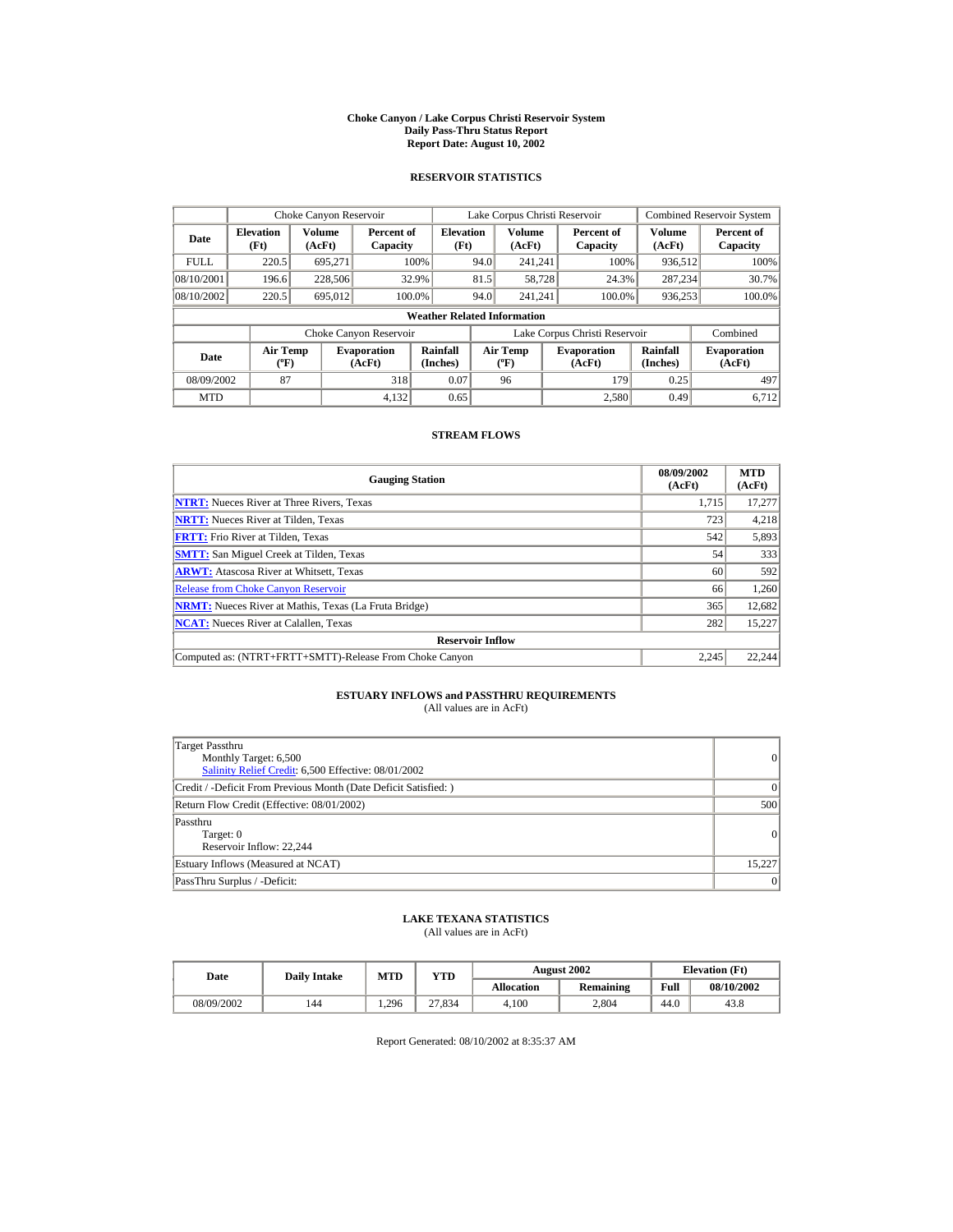# Choke Canyon / Lake Corpus Christi Reservoir System
## Daily Pass-Thru Status Report
### Report Date: August 10, 2002

## RESERVOIR STATISTICS

| | Choke Canyon Reservoir | | | Lake Corpus Christi Reservoir | | | Combined Reservoir System | |
|---|---|---|---|---|---|---|---|---|
| **Date** | **Elevation (Ft)** | **Volume (AcFt)** | **Percent of Capacity** | **Elevation (Ft)** | **Volume (AcFt)** | **Percent of Capacity** | **Volume (AcFt)** | **Percent of Capacity** |
| FULL | 220.5 | 695,271 | 100% | 94.0 | 241,241 | 100% | 936,512 | 100% |
| 08/10/2001 | 196.6 | 228,506 | 32.9% | 81.5 | 58,728 | 24.3% | 287,234 | 30.7% |
| 08/10/2002 | 220.5 | 695,012 | 100.0% | 94.0 | 241,241 | 100.0% | 936,253 | 100.0% |

**Weather Related Information**

| | Choke Canyon Reservoir | | | Lake Corpus Christi Reservoir | | | Combined |
|---|---|---|---|---|---|---|---|
| **Date** | **Air Temp (ºF)** | **Evaporation (AcFt)** | **Rainfall (Inches)** | **Air Temp (ºF)** | **Evaporation (AcFt)** | **Rainfall (Inches)** | **Evaporation (AcFt)** |
| 08/09/2002 | 87 | 318 | 0.07 | 96 | 179 | 0.25 | 497 |
| MTD | | 4,132 | 0.65 | | 2,580 | 0.49 | 6,712 |

## STREAM FLOWS

| Gauging Station | 08/09/2002 (AcFt) | MTD (AcFt) |
|---|---|---|
| **NTRT:** Nueces River at Three Rivers, Texas | 1,715 | 17,277 |
| **NRTT:** Nueces River at Tilden, Texas | 723 | 4,218 |
| **FRTT:** Frio River at Tilden, Texas | 542 | 5,893 |
| **SMTT:** San Miguel Creek at Tilden, Texas | 54 | 333 |
| **ARWT:** Atascosa River at Whitsett, Texas | 60 | 592 |
| Release from Choke Canyon Reservoir | 66 | 1,260 |
| **NRMT:** Nueces River at Mathis, Texas (La Fruta Bridge) | 365 | 12,682 |
| **NCAT:** Nueces River at Calallen, Texas | 282 | 15,227 |
| **Reservoir Inflow** | | |
| Computed as: (NTRT+FRTT+SMTT)-Release From Choke Canyon | 2,245 | 22,244 |

## ESTUARY INFLOWS and PASSTHRU REQUIREMENTS
(All values are in AcFt)

| | |
|---|---|
| Target Passthru<br>Monthly Target: 6,500<br>Salinity Relief Credit: 6,500 Effective: 08/01/2002 | 0 |
| Credit / -Deficit From Previous Month (Date Deficit Satisfied: ) | 0 |
| Return Flow Credit (Effective: 08/01/2002) | 500 |
| Passthru<br>Target: 0<br>Reservoir Inflow: 22,244 | 0 |
| Estuary Inflows (Measured at NCAT) | 15,227 |
| PassThru Surplus / -Deficit: | 0 |

## LAKE TEXANA STATISTICS
(All values are in AcFt)

| Date | Daily Intake | MTD | YTD | August 2002 | | Elevation (Ft) | |
|---|---|---|---|---|---|---|---|
| | | | | **Allocation** | **Remaining** | **Full** | **08/10/2002** |
| 08/09/2002 | 144 | 1,296 | 27,834 | 4,100 | 2,804 | 44.0 | 43.8 |

Report Generated: 08/10/2002 at 8:35:37 AM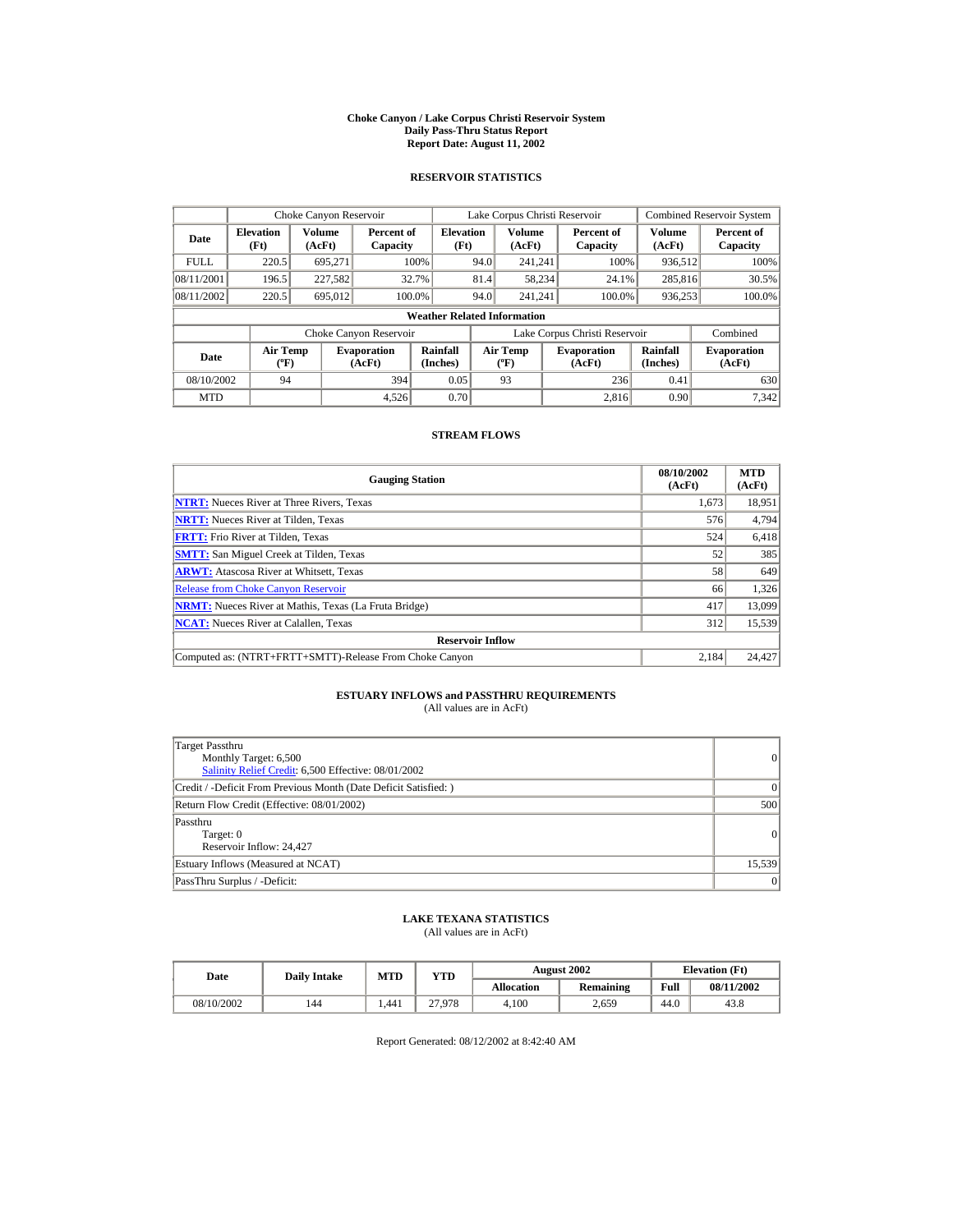# Choke Canyon / Lake Corpus Christi Reservoir System
## Daily Pass-Thru Status Report
## Report Date: August 11, 2002

### RESERVOIR STATISTICS

| Date | Choke Canyon Reservoir | | | Lake Corpus Christi Reservoir | | | Combined Reservoir System | |
|---|---|---|---|---|---|---|---|---|
| | Elevation (Ft) | Volume (AcFt) | Percent of Capacity | Elevation (Ft) | Volume (AcFt) | Percent of Capacity | Volume (AcFt) | Percent of Capacity |
| FULL | 220.5 | 695,271 | 100% | 94.0 | 241,241 | 100% | 936,512 | 100% |
| 08/11/2001 | 196.5 | 227,582 | 32.7% | 81.4 | 58,234 | 24.1% | 285,816 | 30.5% |
| 08/11/2002 | 220.5 | 695,012 | 100.0% | 94.0 | 241,241 | 100.0% | 936,253 | 100.0% |

**Weather Related Information**

| Date | Choke Canyon Reservoir | | | Lake Corpus Christi Reservoir | | | Combined |
|---|---|---|---|---|---|---|---|
| | Air Temp (ºF) | Evaporation (AcFt) | Rainfall (Inches) | Air Temp (ºF) | Evaporation (AcFt) | Rainfall (Inches) | Evaporation (AcFt) |
| 08/10/2002 | 94 | 394 | 0.05 | 93 | 236 | 0.41 | 630 |
| MTD | | 4,526 | 0.70 | | 2,816 | 0.90 | 7,342 |

### STREAM FLOWS

| Gauging Station | 08/10/2002 (AcFt) | MTD (AcFt) |
|---|---|---|
| **NTRT:** Nueces River at Three Rivers, Texas | 1,673 | 18,951 |
| **NRTT:** Nueces River at Tilden, Texas | 576 | 4,794 |
| **FRTT:** Frio River at Tilden, Texas | 524 | 6,418 |
| **SMTT:** San Miguel Creek at Tilden, Texas | 52 | 385 |
| **ARWT:** Atascosa River at Whitsett, Texas | 58 | 649 |
| Release from Choke Canyon Reservoir | 66 | 1,326 |
| **NRMT:** Nueces River at Mathis, Texas (La Fruta Bridge) | 417 | 13,099 |
| **NCAT:** Nueces River at Calallen, Texas | 312 | 15,539 |
| **Reservoir Inflow** | | |
| Computed as: (NTRT+FRTT+SMTT)-Release From Choke Canyon | 2,184 | 24,427 |

### ESTUARY INFLOWS and PASSTHRU REQUIREMENTS
(All values are in AcFt)

| Item | Value |
|---|---|
| Target Passthru<br>Monthly Target: 6,500<br>Salinity Relief Credit: 6,500 Effective: 08/01/2002 | 0 |
| Credit / -Deficit From Previous Month (Date Deficit Satisfied: ) | 0 |
| Return Flow Credit (Effective: 08/01/2002) | 500 |
| Passthru<br>Target: 0<br>Reservoir Inflow: 24,427 | 0 |
| Estuary Inflows (Measured at NCAT) | 15,539 |
| PassThru Surplus / -Deficit: | 0 |

### LAKE TEXANA STATISTICS
(All values are in AcFt)

| Date | Daily Intake | MTD | YTD | August 2002 | | Elevation (Ft) | |
|---|---|---|---|---|---|---|---|
| | | | | Allocation | Remaining | Full | 08/11/2002 |
| 08/10/2002 | 144 | 1,441 | 27,978 | 4,100 | 2,659 | 44.0 | 43.8 |

Report Generated: 08/12/2002 at 8:42:40 AM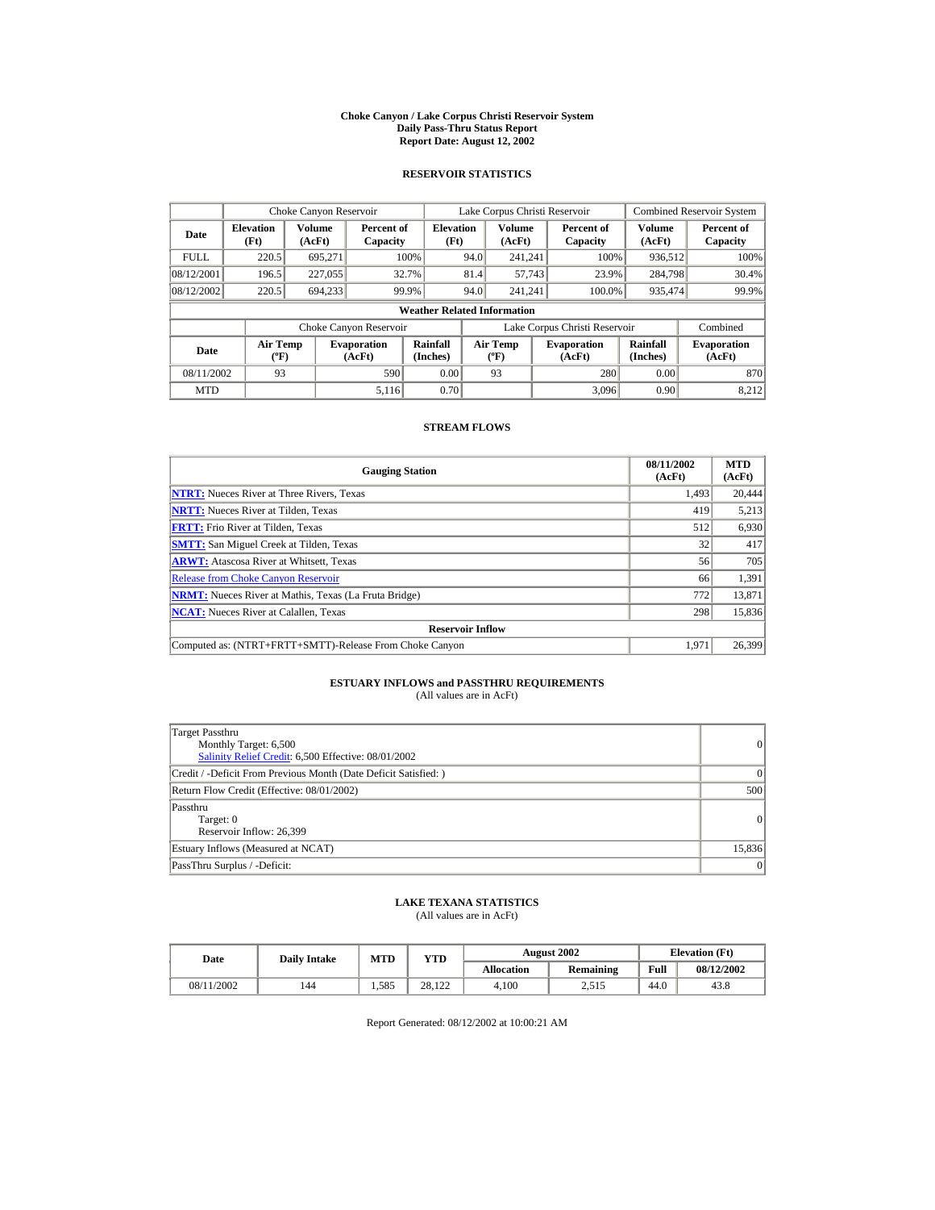# Choke Canyon / Lake Corpus Christi Reservoir System
## Daily Pass-Thru Status Report
## Report Date: August 12, 2002

### RESERVOIR STATISTICS

| | Choke Canyon Reservoir | | | Lake Corpus Christi Reservoir | | | Combined Reservoir System | |
|---|---|---|---|---|---|---|---|---|
| **Date** | **Elevation (Ft)** | **Volume (AcFt)** | **Percent of Capacity** | **Elevation (Ft)** | **Volume (AcFt)** | **Percent of Capacity** | **Volume (AcFt)** | **Percent of Capacity** |
| FULL | 220.5 | 695,271 | 100% | 94.0 | 241,241 | 100% | 936,512 | 100% |
| 08/12/2001 | 196.5 | 227,055 | 32.7% | 81.4 | 57,743 | 23.9% | 284,798 | 30.4% |
| 08/12/2002 | 220.5 | 694,233 | 99.9% | 94.0 | 241,241 | 100.0% | 935,474 | 99.9% |

**Weather Related Information**

| | Choke Canyon Reservoir | | | Lake Corpus Christi Reservoir | | | Combined |
|---|---|---|---|---|---|---|---|
| **Date** | **Air Temp (ºF)** | **Evaporation (AcFt)** | **Rainfall (Inches)** | **Air Temp (ºF)** | **Evaporation (AcFt)** | **Rainfall (Inches)** | **Evaporation (AcFt)** |
| 08/11/2002 | 93 | 590 | 0.00 | 93 | 280 | 0.00 | 870 |
| MTD | | 5,116 | 0.70 | | 3,096 | 0.90 | 8,212 |

### STREAM FLOWS

| Gauging Station | 08/11/2002 (AcFt) | MTD (AcFt) |
|---|---|---|
| **NTRT:** Nueces River at Three Rivers, Texas | 1,493 | 20,444 |
| **NRTT:** Nueces River at Tilden, Texas | 419 | 5,213 |
| **FRTT:** Frio River at Tilden, Texas | 512 | 6,930 |
| **SMTT:** San Miguel Creek at Tilden, Texas | 32 | 417 |
| **ARWT:** Atascosa River at Whitsett, Texas | 56 | 705 |
| Release from Choke Canyon Reservoir | 66 | 1,391 |
| **NRMT:** Nueces River at Mathis, Texas (La Fruta Bridge) | 772 | 13,871 |
| **NCAT:** Nueces River at Calallen, Texas | 298 | 15,836 |
| **Reservoir Inflow** | | |
| Computed as: (NTRT+FRTT+SMTT)-Release From Choke Canyon | 1,971 | 26,399 |

### ESTUARY INFLOWS and PASSTHRU REQUIREMENTS
(All values are in AcFt)

| | |
|---|---|
| Target Passthru<br>Monthly Target: 6,500<br>Salinity Relief Credit: 6,500 Effective: 08/01/2002 | 0 |
| Credit / -Deficit From Previous Month (Date Deficit Satisfied: ) | 0 |
| Return Flow Credit (Effective: 08/01/2002) | 500 |
| Passthru<br>Target: 0<br>Reservoir Inflow: 26,399 | 0 |
| Estuary Inflows (Measured at NCAT) | 15,836 |
| PassThru Surplus / -Deficit: | 0 |

### LAKE TEXANA STATISTICS
(All values are in AcFt)

| Date | Daily Intake | MTD | YTD | August 2002 | | Elevation (Ft) | |
|---|---|---|---|---|---|---|---|
| | | | | **Allocation** | **Remaining** | **Full** | **08/12/2002** |
| 08/11/2002 | 144 | 1,585 | 28,122 | 4,100 | 2,515 | 44.0 | 43.8 |

Report Generated: 08/12/2002 at 10:00:21 AM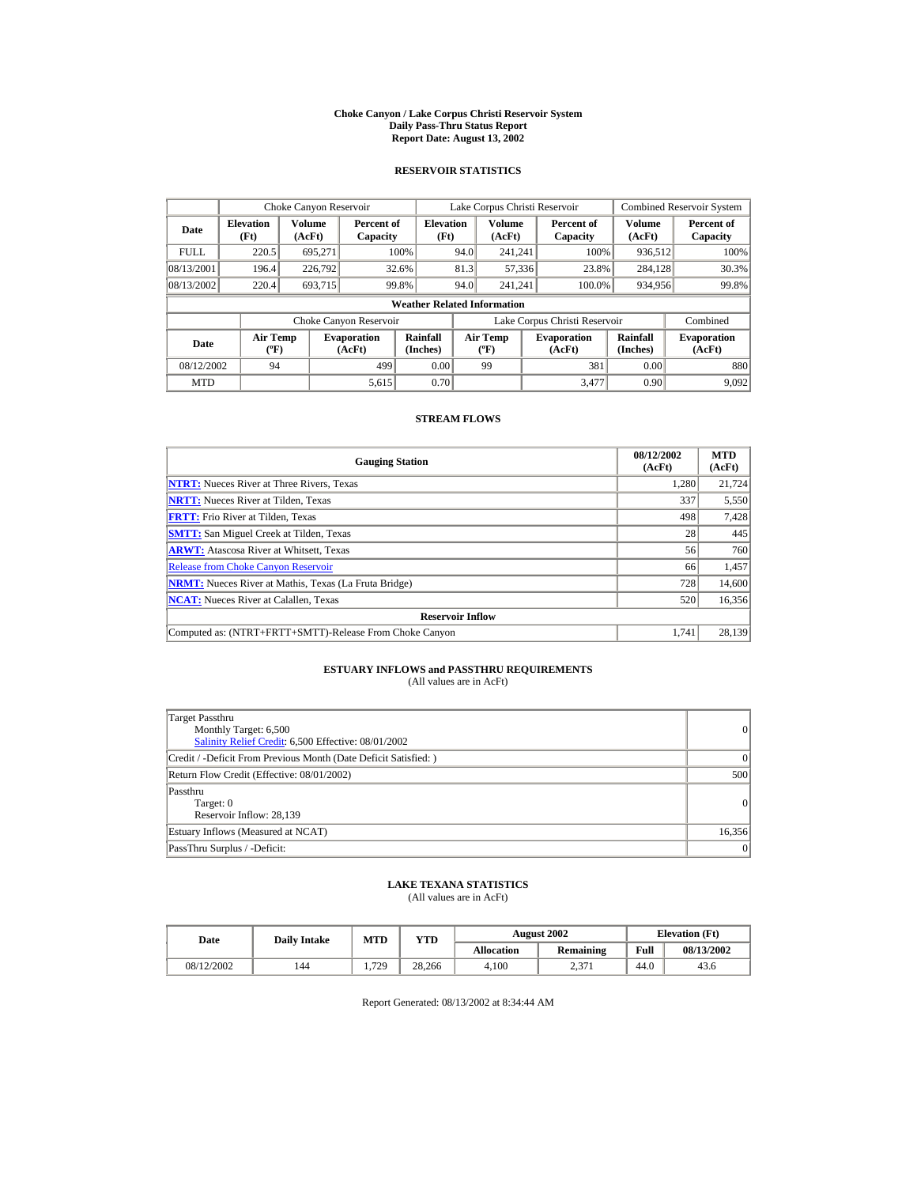# Choke Canyon / Lake Corpus Christi Reservoir System
## Daily Pass-Thru Status Report
### Report Date: August 13, 2002

## RESERVOIR STATISTICS

| Date | Choke Canyon Reservoir | | | Lake Corpus Christi Reservoir | | | Combined Reservoir System | |
|---|---|---|---|---|---|---|---|---|
| | Elevation (Ft) | Volume (AcFt) | Percent of Capacity | Elevation (Ft) | Volume (AcFt) | Percent of Capacity | Volume (AcFt) | Percent of Capacity |
| FULL | 220.5 | 695,271 | 100% | 94.0 | 241,241 | 100% | 936,512 | 100% |
| 08/13/2001 | 196.4 | 226,792 | 32.6% | 81.3 | 57,336 | 23.8% | 284,128 | 30.3% |
| 08/13/2002 | 220.4 | 693,715 | 99.8% | 94.0 | 241,241 | 100.0% | 934,956 | 99.8% |

**Weather Related Information**

| Date | Choke Canyon Reservoir | | | Lake Corpus Christi Reservoir | | | Combined |
|---|---|---|---|---|---|---|---|
| | Air Temp (ºF) | Evaporation (AcFt) | Rainfall (Inches) | Air Temp (ºF) | Evaporation (AcFt) | Rainfall (Inches) | Evaporation (AcFt) |
| 08/12/2002 | 94 | 499 | 0.00 | 99 | 381 | 0.00 | 880 |
| MTD | | 5,615 | 0.70 | | 3,477 | 0.90 | 9,092 |

## STREAM FLOWS

| Gauging Station | 08/12/2002 (AcFt) | MTD (AcFt) |
|---|---|---|
| NTRT: Nueces River at Three Rivers, Texas | 1,280 | 21,724 |
| NRTT: Nueces River at Tilden, Texas | 337 | 5,550 |
| FRTT: Frio River at Tilden, Texas | 498 | 7,428 |
| SMTT: San Miguel Creek at Tilden, Texas | 28 | 445 |
| ARWT: Atascosa River at Whitsett, Texas | 56 | 760 |
| Release from Choke Canyon Reservoir | 66 | 1,457 |
| NRMT: Nueces River at Mathis, Texas (La Fruta Bridge) | 728 | 14,600 |
| NCAT: Nueces River at Calallen, Texas | 520 | 16,356 |
| **Reservoir Inflow** | | |
| Computed as: (NTRT+FRTT+SMTT)-Release From Choke Canyon | 1,741 | 28,139 |

## ESTUARY INFLOWS and PASSTHRU REQUIREMENTS
(All values are in AcFt)

| | |
|---|---|
| Target Passthru<br>Monthly Target: 6,500<br>Salinity Relief Credit: 6,500 Effective: 08/01/2002 | 0 |
| Credit / -Deficit From Previous Month (Date Deficit Satisfied: ) | 0 |
| Return Flow Credit (Effective: 08/01/2002) | 500 |
| Passthru<br>Target: 0<br>Reservoir Inflow: 28,139 | 0 |
| Estuary Inflows (Measured at NCAT) | 16,356 |
| PassThru Surplus / -Deficit: | 0 |

## LAKE TEXANA STATISTICS
(All values are in AcFt)

| Date | Daily Intake | MTD | YTD | August 2002 | | Elevation (Ft) | |
|---|---|---|---|---|---|---|---|
| | | | | Allocation | Remaining | Full | 08/13/2002 |
| 08/12/2002 | 144 | 1,729 | 28,266 | 4,100 | 2,371 | 44.0 | 43.6 |

Report Generated: 08/13/2002 at 8:34:44 AM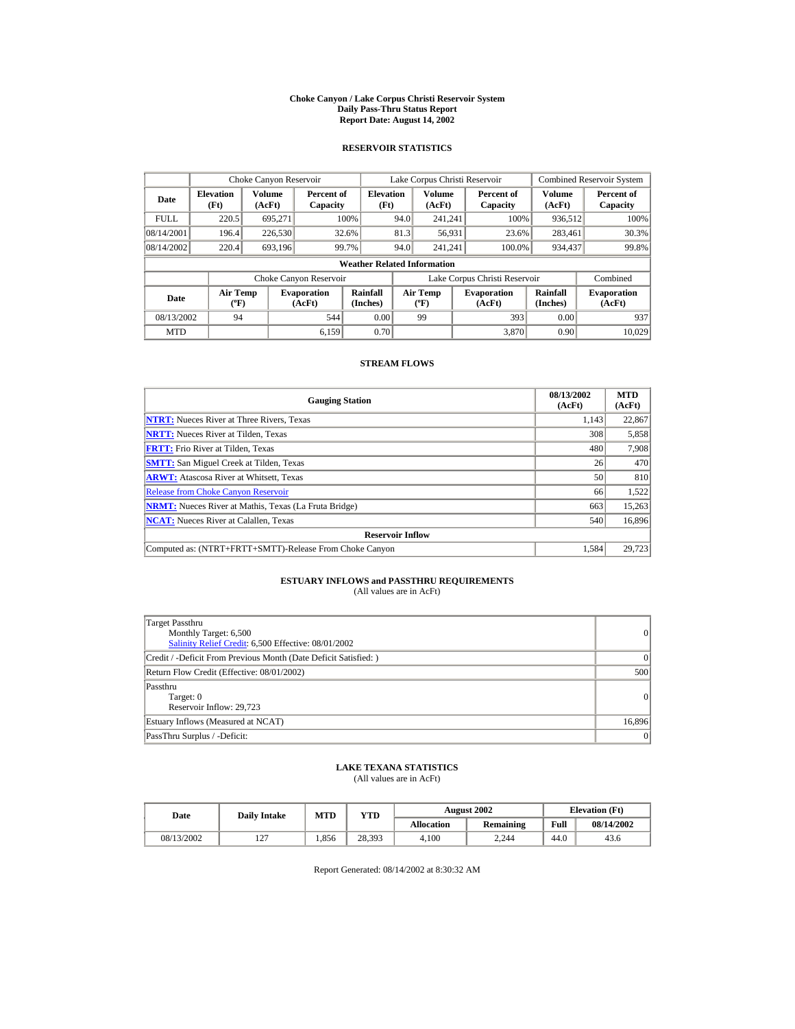# Choke Canyon / Lake Corpus Christi Reservoir System
## Daily Pass-Thru Status Report
## Report Date: August 14, 2002

### RESERVOIR STATISTICS

| Date | Choke Canyon Reservoir | | | Lake Corpus Christi Reservoir | | | Combined Reservoir System | |
|---|---|---|---|---|---|---|---|---|
| | Elevation (Ft) | Volume (AcFt) | Percent of Capacity | Elevation (Ft) | Volume (AcFt) | Percent of Capacity | Volume (AcFt) | Percent of Capacity |
| FULL | 220.5 | 695,271 | 100% | 94.0 | 241,241 | 100% | 936,512 | 100% |
| 08/14/2001 | 196.4 | 226,530 | 32.6% | 81.3 | 56,931 | 23.6% | 283,461 | 30.3% |
| 08/14/2002 | 220.4 | 693,196 | 99.7% | 94.0 | 241,241 | 100.0% | 934,437 | 99.8% |

**Weather Related Information**

| Date | Choke Canyon Reservoir | | | Lake Corpus Christi Reservoir | | | Combined |
|---|---|---|---|---|---|---|---|
| | Air Temp (ºF) | Evaporation (AcFt) | Rainfall (Inches) | Air Temp (ºF) | Evaporation (AcFt) | Rainfall (Inches) | Evaporation (AcFt) |
| 08/13/2002 | 94 | 544 | 0.00 | 99 | 393 | 0.00 | 937 |
| MTD | | 6,159 | 0.70 | | 3,870 | 0.90 | 10,029 |

### STREAM FLOWS

| Gauging Station | 08/13/2002 (AcFt) | MTD (AcFt) |
|---|---|---|
| **NTRT:** Nueces River at Three Rivers, Texas | 1,143 | 22,867 |
| **NRTT:** Nueces River at Tilden, Texas | 308 | 5,858 |
| **FRTT:** Frio River at Tilden, Texas | 480 | 7,908 |
| **SMTT:** San Miguel Creek at Tilden, Texas | 26 | 470 |
| **ARWT:** Atascosa River at Whitsett, Texas | 50 | 810 |
| Release from Choke Canyon Reservoir | 66 | 1,522 |
| **NRMT:** Nueces River at Mathis, Texas (La Fruta Bridge) | 663 | 15,263 |
| **NCAT:** Nueces River at Calallen, Texas | 540 | 16,896 |
| **Reservoir Inflow** | | |
| Computed as: (NTRT+FRTT+SMTT)-Release From Choke Canyon | 1,584 | 29,723 |

### ESTUARY INFLOWS and PASSTHRU REQUIREMENTS
(All values are in AcFt)

| | |
|---|---|
| Target Passthru<br>Monthly Target: 6,500<br>Salinity Relief Credit: 6,500 Effective: 08/01/2002 | 0 |
| Credit / -Deficit From Previous Month (Date Deficit Satisfied: ) | 0 |
| Return Flow Credit (Effective: 08/01/2002) | 500 |
| Passthru<br>Target: 0<br>Reservoir Inflow: 29,723 | 0 |
| Estuary Inflows (Measured at NCAT) | 16,896 |
| PassThru Surplus / -Deficit: | 0 |

### LAKE TEXANA STATISTICS
(All values are in AcFt)

| Date | Daily Intake | MTD | YTD | August 2002 | | Elevation (Ft) | |
|---|---|---|---|---|---|---|---|
| | | | | Allocation | Remaining | Full | 08/14/2002 |
| 08/13/2002 | 127 | 1,856 | 28,393 | 4,100 | 2,244 | 44.0 | 43.6 |

Report Generated: 08/14/2002 at 8:30:32 AM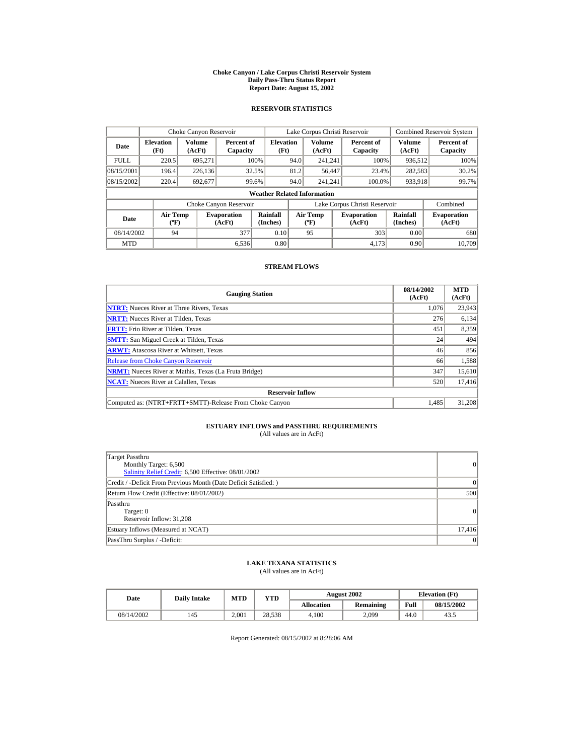# Choke Canyon / Lake Corpus Christi Reservoir System
## Daily Pass-Thru Status Report
## Report Date: August 15, 2002

### RESERVOIR STATISTICS

| | Choke Canyon Reservoir | | | Lake Corpus Christi Reservoir | | | Combined Reservoir System | |
|---|---|---|---|---|---|---|---|---|
| **Date** | **Elevation (Ft)** | **Volume (AcFt)** | **Percent of Capacity** | **Elevation (Ft)** | **Volume (AcFt)** | **Percent of Capacity** | **Volume (AcFt)** | **Percent of Capacity** |
| FULL | 220.5 | 695,271 | 100% | 94.0 | 241,241 | 100% | 936,512 | 100% |
| 08/15/2001 | 196.4 | 226,136 | 32.5% | 81.2 | 56,447 | 23.4% | 282,583 | 30.2% |
| 08/15/2002 | 220.4 | 692,677 | 99.6% | 94.0 | 241,241 | 100.0% | 933,918 | 99.7% |

**Weather Related Information**

| | Choke Canyon Reservoir | | | Lake Corpus Christi Reservoir | | | Combined |
|---|---|---|---|---|---|---|---|
| **Date** | **Air Temp (ºF)** | **Evaporation (AcFt)** | **Rainfall (Inches)** | **Air Temp (ºF)** | **Evaporation (AcFt)** | **Rainfall (Inches)** | **Evaporation (AcFt)** |
| 08/14/2002 | 94 | 377 | 0.10 | 95 | 303 | 0.00 | 680 |
| MTD | | 6,536 | 0.80 | | 4,173 | 0.90 | 10,709 |

### STREAM FLOWS

| Gauging Station | 08/14/2002 (AcFt) | MTD (AcFt) |
|---|---|---|
| **NTRT:** Nueces River at Three Rivers, Texas | 1,076 | 23,943 |
| **NRTT:** Nueces River at Tilden, Texas | 276 | 6,134 |
| **FRTT:** Frio River at Tilden, Texas | 451 | 8,359 |
| **SMTT:** San Miguel Creek at Tilden, Texas | 24 | 494 |
| **ARWT:** Atascosa River at Whitsett, Texas | 46 | 856 |
| Release from Choke Canyon Reservoir | 66 | 1,588 |
| **NRMT:** Nueces River at Mathis, Texas (La Fruta Bridge) | 347 | 15,610 |
| **NCAT:** Nueces River at Calallen, Texas | 520 | 17,416 |
| **Reservoir Inflow** | | |
| Computed as: (NTRT+FRTT+SMTT)-Release From Choke Canyon | 1,485 | 31,208 |

### ESTUARY INFLOWS and PASSTHRU REQUIREMENTS
(All values are in AcFt)

| | |
|---|---|
| Target Passthru<br>Monthly Target: 6,500<br>Salinity Relief Credit: 6,500 Effective: 08/01/2002 | 0 |
| Credit / -Deficit From Previous Month (Date Deficit Satisfied: ) | 0 |
| Return Flow Credit (Effective: 08/01/2002) | 500 |
| Passthru<br>Target: 0<br>Reservoir Inflow: 31,208 | 0 |
| Estuary Inflows (Measured at NCAT) | 17,416 |
| PassThru Surplus / -Deficit: | 0 |

### LAKE TEXANA STATISTICS
(All values are in AcFt)

| Date | Daily Intake | MTD | YTD | August 2002 | | Elevation (Ft) | |
|---|---|---|---|---|---|---|---|
| | | | | **Allocation** | **Remaining** | **Full** | **08/15/2002** |
| 08/14/2002 | 145 | 2,001 | 28,538 | 4,100 | 2,099 | 44.0 | 43.5 |

Report Generated: 08/15/2002 at 8:28:06 AM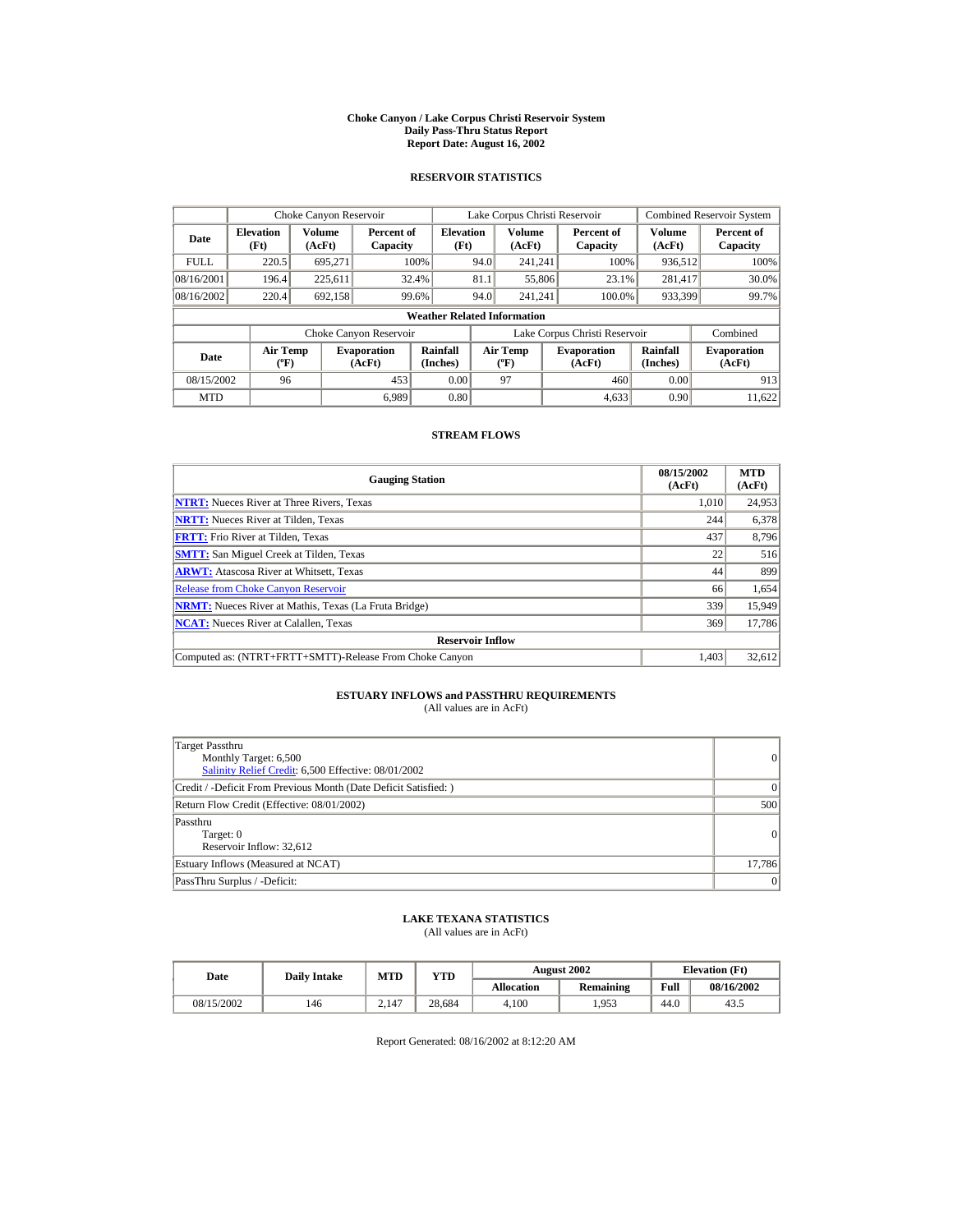# Choke Canyon / Lake Corpus Christi Reservoir System
## Daily Pass-Thru Status Report
## Report Date: August 16, 2002

### RESERVOIR STATISTICS

| | Choke Canyon Reservoir | | | Lake Corpus Christi Reservoir | | | Combined Reservoir System | |
|---|---|---|---|---|---|---|---|---|
| **Date** | **Elevation (Ft)** | **Volume (AcFt)** | **Percent of Capacity** | **Elevation (Ft)** | **Volume (AcFt)** | **Percent of Capacity** | **Volume (AcFt)** | **Percent of Capacity** |
| FULL | 220.5 | 695,271 | 100% | 94.0 | 241,241 | 100% | 936,512 | 100% |
| 08/16/2001 | 196.4 | 225,611 | 32.4% | 81.1 | 55,806 | 23.1% | 281,417 | 30.0% |
| 08/16/2002 | 220.4 | 692,158 | 99.6% | 94.0 | 241,241 | 100.0% | 933,399 | 99.7% |

**Weather Related Information**

| | Choke Canyon Reservoir | | | Lake Corpus Christi Reservoir | | | Combined |
|---|---|---|---|---|---|---|---|
| **Date** | **Air Temp (ºF)** | **Evaporation (AcFt)** | **Rainfall (Inches)** | **Air Temp (ºF)** | **Evaporation (AcFt)** | **Rainfall (Inches)** | **Evaporation (AcFt)** |
| 08/15/2002 | 96 | 453 | 0.00 | 97 | 460 | 0.00 | 913 |
| MTD | | 6,989 | 0.80 | | 4,633 | 0.90 | 11,622 |

### STREAM FLOWS

| Gauging Station | 08/15/2002 (AcFt) | MTD (AcFt) |
|---|---|---|
| **NTRT:** Nueces River at Three Rivers, Texas | 1,010 | 24,953 |
| **NRTT:** Nueces River at Tilden, Texas | 244 | 6,378 |
| **FRTT:** Frio River at Tilden, Texas | 437 | 8,796 |
| **SMTT:** San Miguel Creek at Tilden, Texas | 22 | 516 |
| **ARWT:** Atascosa River at Whitsett, Texas | 44 | 899 |
| Release from Choke Canyon Reservoir | 66 | 1,654 |
| **NRMT:** Nueces River at Mathis, Texas (La Fruta Bridge) | 339 | 15,949 |
| **NCAT:** Nueces River at Calallen, Texas | 369 | 17,786 |
| **Reservoir Inflow** | | |
| Computed as: (NTRT+FRTT+SMTT)-Release From Choke Canyon | 1,403 | 32,612 |

### ESTUARY INFLOWS and PASSTHRU REQUIREMENTS
(All values are in AcFt)

| | |
|---|---|
| Target Passthru<br>Monthly Target: 6,500<br>Salinity Relief Credit: 6,500 Effective: 08/01/2002 | 0 |
| Credit / -Deficit From Previous Month (Date Deficit Satisfied: ) | 0 |
| Return Flow Credit (Effective: 08/01/2002) | 500 |
| Passthru<br>Target: 0<br>Reservoir Inflow: 32,612 | 0 |
| Estuary Inflows (Measured at NCAT) | 17,786 |
| PassThru Surplus / -Deficit: | 0 |

### LAKE TEXANA STATISTICS
(All values are in AcFt)

| Date | Daily Intake | MTD | YTD | August 2002 | | Elevation (Ft) | |
|---|---|---|---|---|---|---|---|
| | | | | **Allocation** | **Remaining** | **Full** | **08/16/2002** |
| 08/15/2002 | 146 | 2,147 | 28,684 | 4,100 | 1,953 | 44.0 | 43.5 |

Report Generated: 08/16/2002 at 8:12:20 AM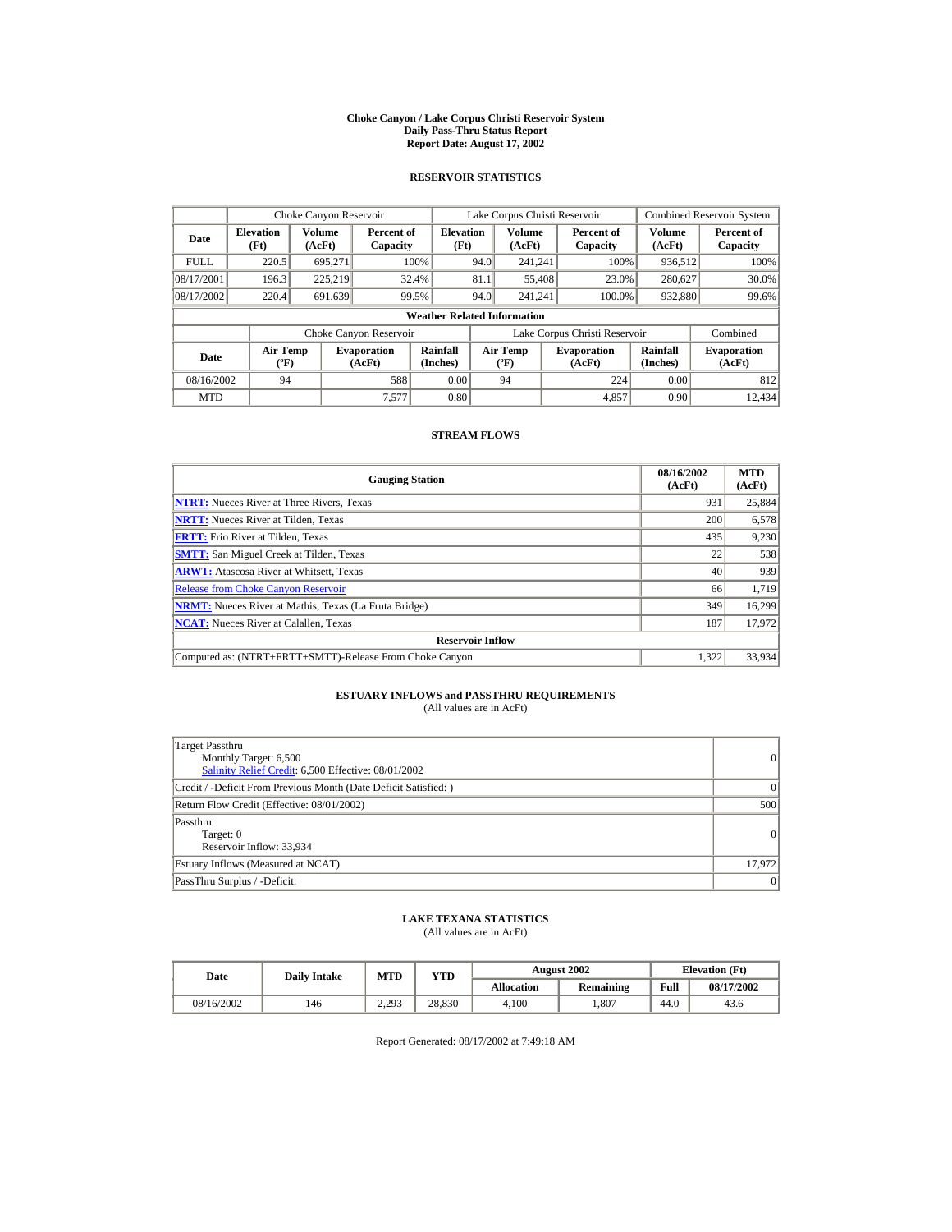# Choke Canyon / Lake Corpus Christi Reservoir System
## Daily Pass-Thru Status Report
## Report Date: August 17, 2002

### RESERVOIR STATISTICS

| Date | Choke Canyon Reservoir | | | Lake Corpus Christi Reservoir | | | Combined Reservoir System | |
|---|---|---|---|---|---|---|---|---|
| | Elevation (Ft) | Volume (AcFt) | Percent of Capacity | Elevation (Ft) | Volume (AcFt) | Percent of Capacity | Volume (AcFt) | Percent of Capacity |
| FULL | 220.5 | 695,271 | 100% | 94.0 | 241,241 | 100% | 936,512 | 100% |
| 08/17/2001 | 196.3 | 225,219 | 32.4% | 81.1 | 55,408 | 23.0% | 280,627 | 30.0% |
| 08/17/2002 | 220.4 | 691,639 | 99.5% | 94.0 | 241,241 | 100.0% | 932,880 | 99.6% |

**Weather Related Information**

| Date | Choke Canyon Reservoir | | | Lake Corpus Christi Reservoir | | | Combined |
|---|---|---|---|---|---|---|---|
| | Air Temp (ºF) | Evaporation (AcFt) | Rainfall (Inches) | Air Temp (ºF) | Evaporation (AcFt) | Rainfall (Inches) | Evaporation (AcFt) |
| 08/16/2002 | 94 | 588 | 0.00 | 94 | 224 | 0.00 | 812 |
| MTD | | 7,577 | 0.80 | | 4,857 | 0.90 | 12,434 |

### STREAM FLOWS

| Gauging Station | 08/16/2002 (AcFt) | MTD (AcFt) |
|---|---|---|
| NTRT: Nueces River at Three Rivers, Texas | 931 | 25,884 |
| NRTT: Nueces River at Tilden, Texas | 200 | 6,578 |
| FRTT: Frio River at Tilden, Texas | 435 | 9,230 |
| SMTT: San Miguel Creek at Tilden, Texas | 22 | 538 |
| ARWT: Atascosa River at Whitsett, Texas | 40 | 939 |
| Release from Choke Canyon Reservoir | 66 | 1,719 |
| NRMT: Nueces River at Mathis, Texas (La Fruta Bridge) | 349 | 16,299 |
| NCAT: Nueces River at Calallen, Texas | 187 | 17,972 |
| **Reservoir Inflow** | | |
| Computed as: (NTRT+FRTT+SMTT)-Release From Choke Canyon | 1,322 | 33,934 |

### ESTUARY INFLOWS and PASSTHRU REQUIREMENTS
(All values are in AcFt)

| | |
|---|---|
| Target Passthru<br>Monthly Target: 6,500<br>Salinity Relief Credit: 6,500 Effective: 08/01/2002 | 0 |
| Credit / -Deficit From Previous Month (Date Deficit Satisfied: ) | 0 |
| Return Flow Credit (Effective: 08/01/2002) | 500 |
| Passthru<br>Target: 0<br>Reservoir Inflow: 33,934 | 0 |
| Estuary Inflows (Measured at NCAT) | 17,972 |
| PassThru Surplus / -Deficit: | 0 |

### LAKE TEXANA STATISTICS
(All values are in AcFt)

| Date | Daily Intake | MTD | YTD | August 2002 | | Elevation (Ft) | |
|---|---|---|---|---|---|---|---|
| | | | | Allocation | Remaining | Full | 08/17/2002 |
| 08/16/2002 | 146 | 2,293 | 28,830 | 4,100 | 1,807 | 44.0 | 43.6 |

Report Generated: 08/17/2002 at 7:49:18 AM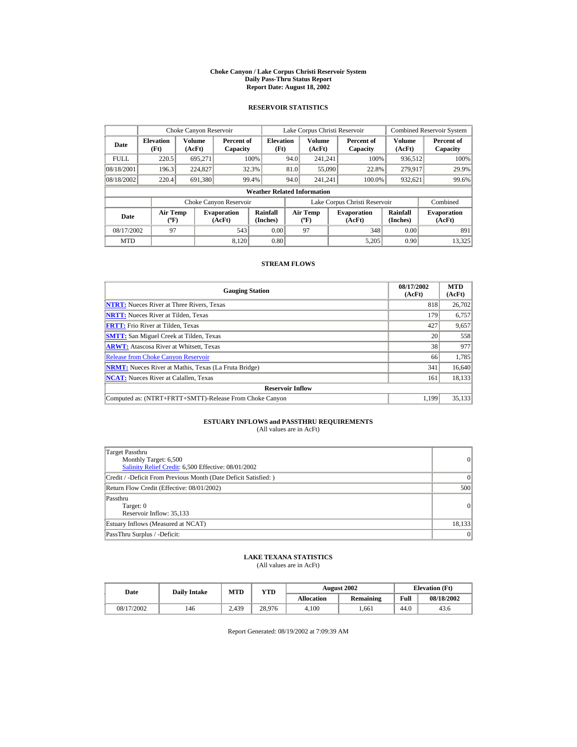# Choke Canyon / Lake Corpus Christi Reservoir System
## Daily Pass-Thru Status Report
### Report Date: August 18, 2002

### RESERVOIR STATISTICS

| Date | Choke Canyon Reservoir | | | Lake Corpus Christi Reservoir | | | Combined Reservoir System | |
|---|---|---|---|---|---|---|---|---|
| | Elevation (Ft) | Volume (AcFt) | Percent of Capacity | Elevation (Ft) | Volume (AcFt) | Percent of Capacity | Volume (AcFt) | Percent of Capacity |
| FULL | 220.5 | 695,271 | 100% | 94.0 | 241,241 | 100% | 936,512 | 100% |
| 08/18/2001 | 196.3 | 224,827 | 32.3% | 81.0 | 55,090 | 22.8% | 279,917 | 29.9% |
| 08/18/2002 | 220.4 | 691,380 | 99.4% | 94.0 | 241,241 | 100.0% | 932,621 | 99.6% |

**Weather Related Information**

| Date | Choke Canyon Reservoir | | | Lake Corpus Christi Reservoir | | | Combined |
|---|---|---|---|---|---|---|---|
| | Air Temp (ºF) | Evaporation (AcFt) | Rainfall (Inches) | Air Temp (ºF) | Evaporation (AcFt) | Rainfall (Inches) | Evaporation (AcFt) |
| 08/17/2002 | 97 | 543 | 0.00 | 97 | 348 | 0.00 | 891 |
| MTD | | 8,120 | 0.80 | | 5,205 | 0.90 | 13,325 |

### STREAM FLOWS

| Gauging Station | 08/17/2002 (AcFt) | MTD (AcFt) |
|---|---|---|
| NTRT: Nueces River at Three Rivers, Texas | 818 | 26,702 |
| NRTT: Nueces River at Tilden, Texas | 179 | 6,757 |
| FRTT: Frio River at Tilden, Texas | 427 | 9,657 |
| SMTT: San Miguel Creek at Tilden, Texas | 20 | 558 |
| ARWT: Atascosa River at Whitsett, Texas | 38 | 977 |
| Release from Choke Canyon Reservoir | 66 | 1,785 |
| NRMT: Nueces River at Mathis, Texas (La Fruta Bridge) | 341 | 16,640 |
| NCAT: Nueces River at Calallen, Texas | 161 | 18,133 |
| **Reservoir Inflow** | | |
| Computed as: (NTRT+FRTT+SMTT)-Release From Choke Canyon | 1,199 | 35,133 |

### ESTUARY INFLOWS and PASSTHRU REQUIREMENTS
(All values are in AcFt)

| | |
|---|---|
| Target Passthru<br>Monthly Target: 6,500<br>Salinity Relief Credit: 6,500 Effective: 08/01/2002 | 0 |
| Credit / -Deficit From Previous Month (Date Deficit Satisfied: ) | 0 |
| Return Flow Credit (Effective: 08/01/2002) | 500 |
| Passthru<br>Target: 0<br>Reservoir Inflow: 35,133 | 0 |
| Estuary Inflows (Measured at NCAT) | 18,133 |
| PassThru Surplus / -Deficit: | 0 |

### LAKE TEXANA STATISTICS
(All values are in AcFt)

| Date | Daily Intake | MTD | YTD | August 2002 | | Elevation (Ft) | |
|---|---|---|---|---|---|---|---|
| | | | | Allocation | Remaining | Full | 08/18/2002 |
| 08/17/2002 | 146 | 2,439 | 28,976 | 4,100 | 1,661 | 44.0 | 43.6 |

Report Generated: 08/19/2002 at 7:09:39 AM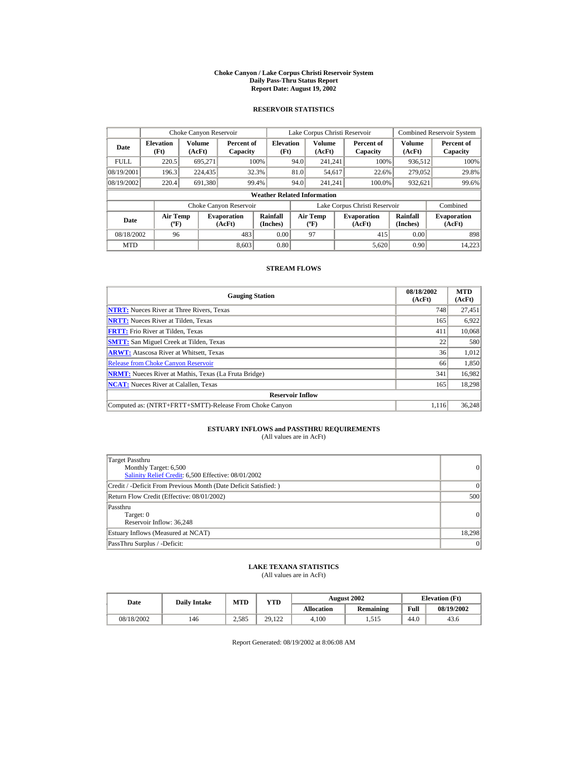# Choke Canyon / Lake Corpus Christi Reservoir System
## Daily Pass-Thru Status Report
## Report Date: August 19, 2002

### RESERVOIR STATISTICS

| Date | Choke Canyon Reservoir | | | Lake Corpus Christi Reservoir | | | Combined Reservoir System | |
|---|---|---|---|---|---|---|---|---|
| | Elevation (Ft) | Volume (AcFt) | Percent of Capacity | Elevation (Ft) | Volume (AcFt) | Percent of Capacity | Volume (AcFt) | Percent of Capacity |
| FULL | 220.5 | 695,271 | 100% | 94.0 | 241,241 | 100% | 936,512 | 100% |
| 08/19/2001 | 196.3 | 224,435 | 32.3% | 81.0 | 54,617 | 22.6% | 279,052 | 29.8% |
| 08/19/2002 | 220.4 | 691,380 | 99.4% | 94.0 | 241,241 | 100.0% | 932,621 | 99.6% |

**Weather Related Information**

| Date | Choke Canyon Reservoir | | | Lake Corpus Christi Reservoir | | | Combined |
|---|---|---|---|---|---|---|---|
| | Air Temp (ºF) | Evaporation (AcFt) | Rainfall (Inches) | Air Temp (ºF) | Evaporation (AcFt) | Rainfall (Inches) | Evaporation (AcFt) |
| 08/18/2002 | 96 | 483 | 0.00 | 97 | 415 | 0.00 | 898 |
| MTD | | 8,603 | 0.80 | | 5,620 | 0.90 | 14,223 |

### STREAM FLOWS

| Gauging Station | 08/18/2002 (AcFt) | MTD (AcFt) |
|---|---|---|
| **NTRT:** Nueces River at Three Rivers, Texas | 748 | 27,451 |
| **NRTT:** Nueces River at Tilden, Texas | 165 | 6,922 |
| **FRTT:** Frio River at Tilden, Texas | 411 | 10,068 |
| **SMTT:** San Miguel Creek at Tilden, Texas | 22 | 580 |
| **ARWT:** Atascosa River at Whitsett, Texas | 36 | 1,012 |
| Release from Choke Canyon Reservoir | 66 | 1,850 |
| **NRMT:** Nueces River at Mathis, Texas (La Fruta Bridge) | 341 | 16,982 |
| **NCAT:** Nueces River at Calallen, Texas | 165 | 18,298 |
| **Reservoir Inflow** | | |
| Computed as: (NTRT+FRTT+SMTT)-Release From Choke Canyon | 1,116 | 36,248 |

### ESTUARY INFLOWS and PASSTHRU REQUIREMENTS
(All values are in AcFt)

| | |
|---|---|
| Target Passthru<br>Monthly Target: 6,500<br>Salinity Relief Credit: 6,500 Effective: 08/01/2002 | 0 |
| Credit / -Deficit From Previous Month (Date Deficit Satisfied: ) | 0 |
| Return Flow Credit (Effective: 08/01/2002) | 500 |
| Passthru<br>Target: 0<br>Reservoir Inflow: 36,248 | 0 |
| Estuary Inflows (Measured at NCAT) | 18,298 |
| PassThru Surplus / -Deficit: | 0 |

### LAKE TEXANA STATISTICS
(All values are in AcFt)

| Date | Daily Intake | MTD | YTD | August 2002 | | Elevation (Ft) | |
|---|---|---|---|---|---|---|---|
| | | | | Allocation | Remaining | Full | 08/19/2002 |
| 08/18/2002 | 146 | 2,585 | 29,122 | 4,100 | 1,515 | 44.0 | 43.6 |

Report Generated: 08/19/2002 at 8:06:08 AM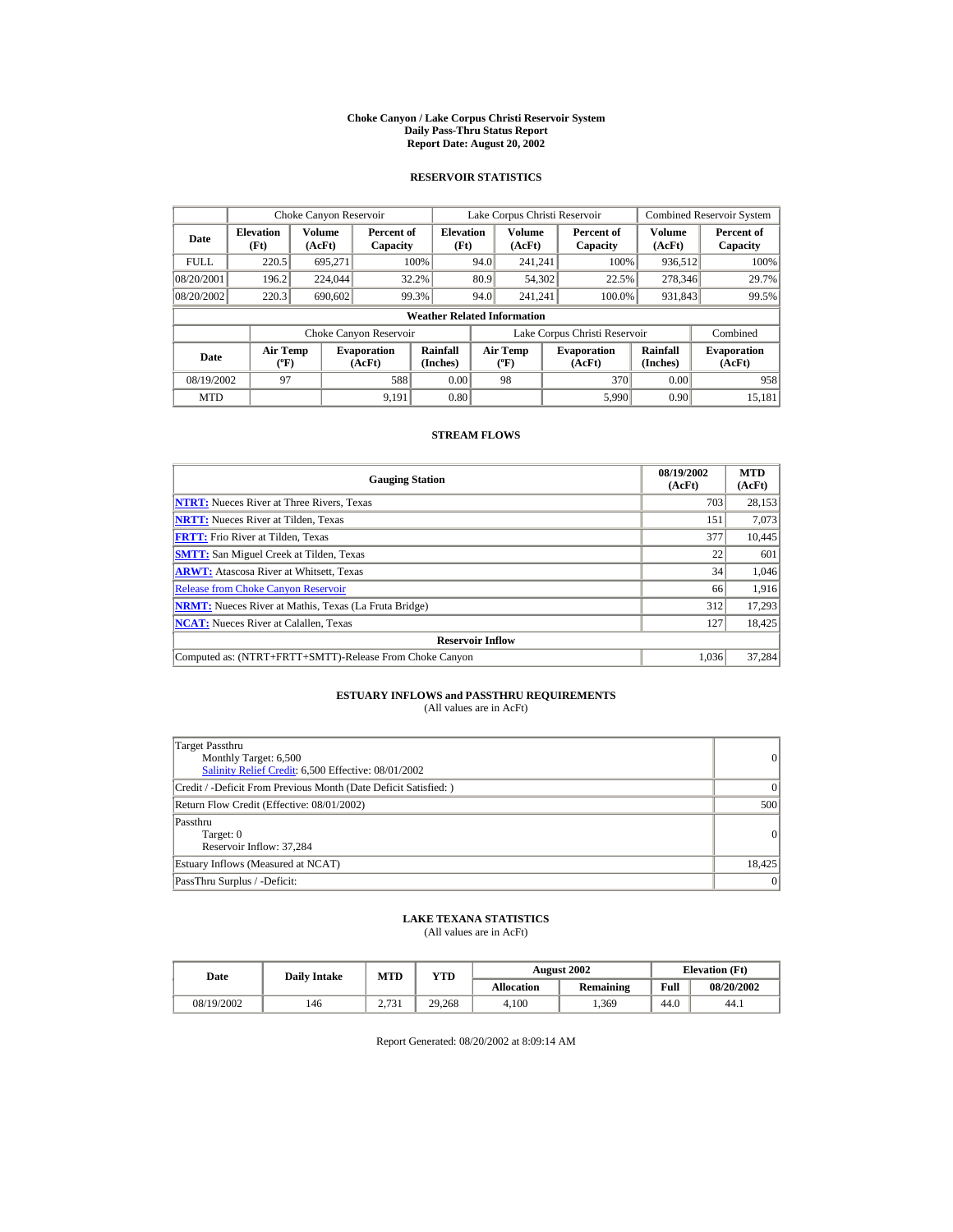# Choke Canyon / Lake Corpus Christi Reservoir System
## Daily Pass-Thru Status Report
### Report Date: August 20, 2002

## RESERVOIR STATISTICS

| | Choke Canyon Reservoir | | | Lake Corpus Christi Reservoir | | | Combined Reservoir System | |
|---|---|---|---|---|---|---|---|---|
| Date | Elevation (Ft) | Volume (AcFt) | Percent of Capacity | Elevation (Ft) | Volume (AcFt) | Percent of Capacity | Volume (AcFt) | Percent of Capacity |
| FULL | 220.5 | 695,271 | 100% | 94.0 | 241,241 | 100% | 936,512 | 100% |
| 08/20/2001 | 196.2 | 224,044 | 32.2% | 80.9 | 54,302 | 22.5% | 278,346 | 29.7% |
| 08/20/2002 | 220.3 | 690,602 | 99.3% | 94.0 | 241,241 | 100.0% | 931,843 | 99.5% |

**Weather Related Information**

| | Choke Canyon Reservoir | | | Lake Corpus Christi Reservoir | | | Combined |
|---|---|---|---|---|---|---|---|
| Date | Air Temp (ºF) | Evaporation (AcFt) | Rainfall (Inches) | Air Temp (ºF) | Evaporation (AcFt) | Rainfall (Inches) | Evaporation (AcFt) |
| 08/19/2002 | 97 | 588 | 0.00 | 98 | 370 | 0.00 | 958 |
| MTD | | 9,191 | 0.80 | | 5,990 | 0.90 | 15,181 |

## STREAM FLOWS

| Gauging Station | 08/19/2002 (AcFt) | MTD (AcFt) |
|---|---|---|
| **NTRT:** Nueces River at Three Rivers, Texas | 703 | 28,153 |
| **NRTT:** Nueces River at Tilden, Texas | 151 | 7,073 |
| **FRTT:** Frio River at Tilden, Texas | 377 | 10,445 |
| **SMTT:** San Miguel Creek at Tilden, Texas | 22 | 601 |
| **ARWT:** Atascosa River at Whitsett, Texas | 34 | 1,046 |
| Release from Choke Canyon Reservoir | 66 | 1,916 |
| **NRMT:** Nueces River at Mathis, Texas (La Fruta Bridge) | 312 | 17,293 |
| **NCAT:** Nueces River at Calallen, Texas | 127 | 18,425 |
| **Reservoir Inflow** | | |
| Computed as: (NTRT+FRTT+SMTT)-Release From Choke Canyon | 1,036 | 37,284 |

## ESTUARY INFLOWS and PASSTHRU REQUIREMENTS
(All values are in AcFt)

| | |
|---|---|
| Target Passthru<br>Monthly Target: 6,500<br>Salinity Relief Credit: 6,500 Effective: 08/01/2002 | 0 |
| Credit / -Deficit From Previous Month (Date Deficit Satisfied: ) | 0 |
| Return Flow Credit (Effective: 08/01/2002) | 500 |
| Passthru<br>Target: 0<br>Reservoir Inflow: 37,284 | 0 |
| Estuary Inflows (Measured at NCAT) | 18,425 |
| PassThru Surplus / -Deficit: | 0 |

## LAKE TEXANA STATISTICS
(All values are in AcFt)

| Date | Daily Intake | MTD | YTD | August 2002 | | Elevation (Ft) | |
|---|---|---|---|---|---|---|---|
| | | | | Allocation | Remaining | Full | 08/20/2002 |
| 08/19/2002 | 146 | 2,731 | 29,268 | 4,100 | 1,369 | 44.0 | 44.1 |

Report Generated: 08/20/2002 at 8:09:14 AM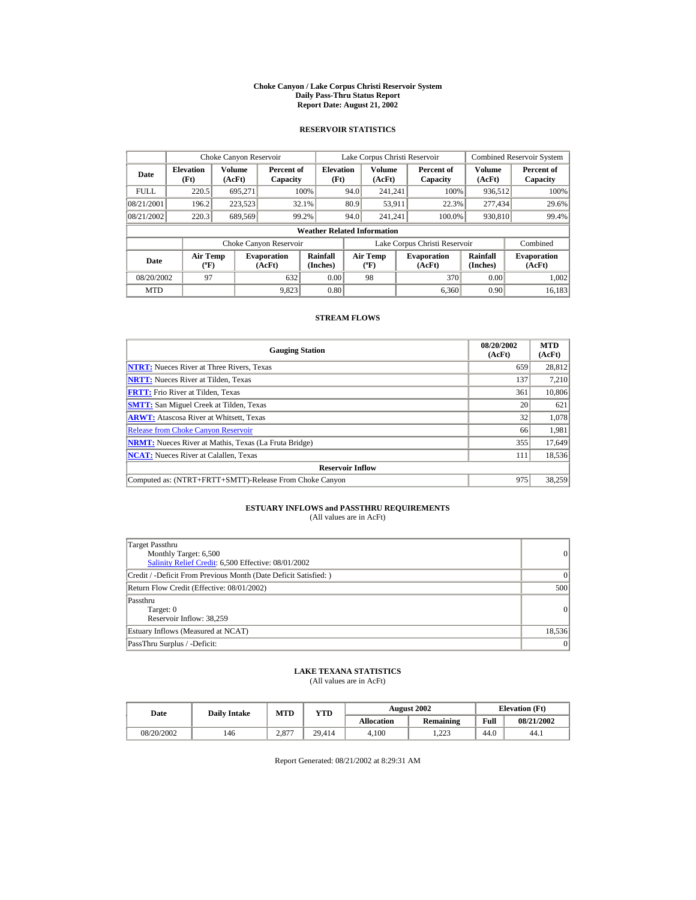# Choke Canyon / Lake Corpus Christi Reservoir System
## Daily Pass-Thru Status Report
## Report Date: August 21, 2002

### RESERVOIR STATISTICS

| Date | Choke Canyon Reservoir | | | Lake Corpus Christi Reservoir | | | Combined Reservoir System | |
|---|---|---|---|---|---|---|---|---|
| | Elevation (Ft) | Volume (AcFt) | Percent of Capacity | Elevation (Ft) | Volume (AcFt) | Percent of Capacity | Volume (AcFt) | Percent of Capacity |
| FULL | 220.5 | 695,271 | 100% | 94.0 | 241,241 | 100% | 936,512 | 100% |
| 08/21/2001 | 196.2 | 223,523 | 32.1% | 80.9 | 53,911 | 22.3% | 277,434 | 29.6% |
| 08/21/2002 | 220.3 | 689,569 | 99.2% | 94.0 | 241,241 | 100.0% | 930,810 | 99.4% |

**Weather Related Information**

| Date | Choke Canyon Reservoir | | | Lake Corpus Christi Reservoir | | | Combined |
|---|---|---|---|---|---|---|---|
| | Air Temp (ºF) | Evaporation (AcFt) | Rainfall (Inches) | Air Temp (ºF) | Evaporation (AcFt) | Rainfall (Inches) | Evaporation (AcFt) |
| 08/20/2002 | 97 | 632 | 0.00 | 98 | 370 | 0.00 | 1,002 |
| MTD | | 9,823 | 0.80 | | 6,360 | 0.90 | 16,183 |

### STREAM FLOWS

| Gauging Station | 08/20/2002 (AcFt) | MTD (AcFt) |
|---|---|---|
| **NTRT:** Nueces River at Three Rivers, Texas | 659 | 28,812 |
| **NRTT:** Nueces River at Tilden, Texas | 137 | 7,210 |
| **FRTT:** Frio River at Tilden, Texas | 361 | 10,806 |
| **SMTT:** San Miguel Creek at Tilden, Texas | 20 | 621 |
| **ARWT:** Atascosa River at Whitsett, Texas | 32 | 1,078 |
| Release from Choke Canyon Reservoir | 66 | 1,981 |
| **NRMT:** Nueces River at Mathis, Texas (La Fruta Bridge) | 355 | 17,649 |
| **NCAT:** Nueces River at Calallen, Texas | 111 | 18,536 |
| **Reservoir Inflow** | | |
| Computed as: (NTRT+FRTT+SMTT)-Release From Choke Canyon | 975 | 38,259 |

### ESTUARY INFLOWS and PASSTHRU REQUIREMENTS
(All values are in AcFt)

| | |
|---|---|
| Target Passthru<br>Monthly Target: 6,500<br>Salinity Relief Credit: 6,500 Effective: 08/01/2002 | 0 |
| Credit / -Deficit From Previous Month (Date Deficit Satisfied: ) | 0 |
| Return Flow Credit (Effective: 08/01/2002) | 500 |
| Passthru<br>Target: 0<br>Reservoir Inflow: 38,259 | 0 |
| Estuary Inflows (Measured at NCAT) | 18,536 |
| PassThru Surplus / -Deficit: | 0 |

### LAKE TEXANA STATISTICS
(All values are in AcFt)

| Date | Daily Intake | MTD | YTD | August 2002 | | Elevation (Ft) | |
|---|---|---|---|---|---|---|---|
| | | | | Allocation | Remaining | Full | 08/21/2002 |
| 08/20/2002 | 146 | 2,877 | 29,414 | 4,100 | 1,223 | 44.0 | 44.1 |

Report Generated: 08/21/2002 at 8:29:31 AM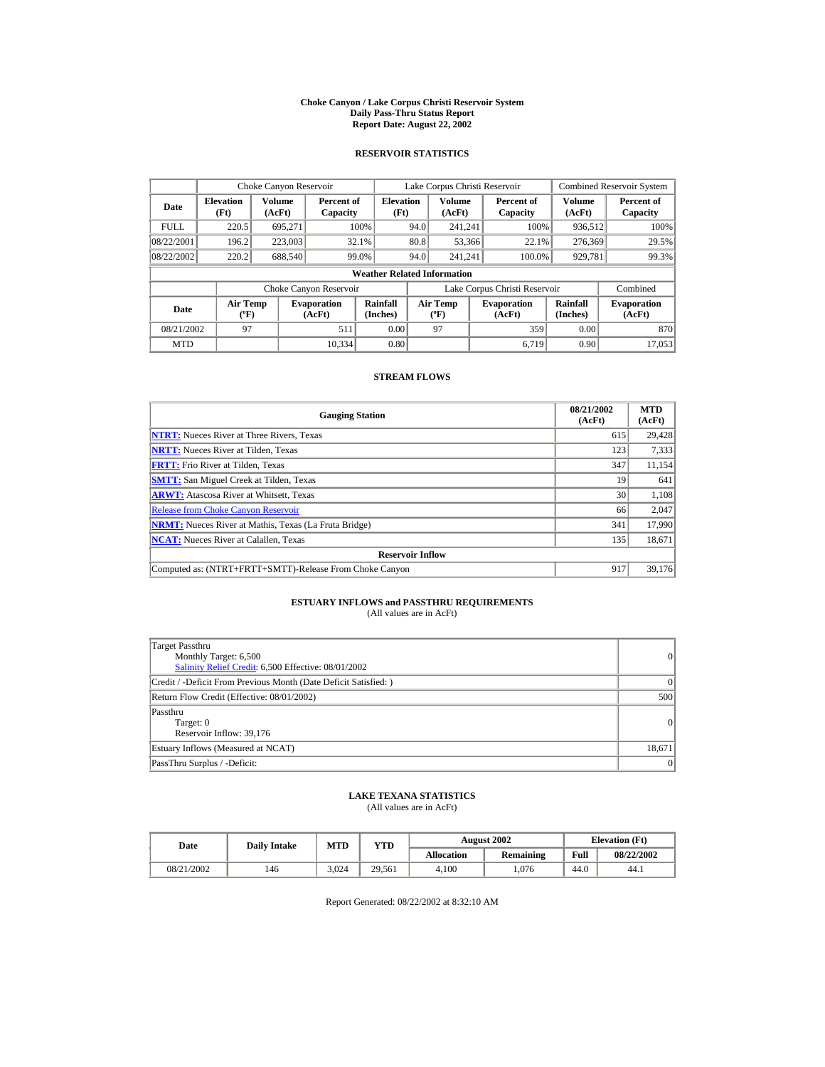# Choke Canyon / Lake Corpus Christi Reservoir System
## Daily Pass-Thru Status Report
## Report Date: August 22, 2002

### RESERVOIR STATISTICS

| Date | Choke Canyon Reservoir | | | Lake Corpus Christi Reservoir | | | Combined Reservoir System | |
|---|---|---|---|---|---|---|---|---|
| | Elevation (Ft) | Volume (AcFt) | Percent of Capacity | Elevation (Ft) | Volume (AcFt) | Percent of Capacity | Volume (AcFt) | Percent of Capacity |
| FULL | 220.5 | 695,271 | 100% | 94.0 | 241,241 | 100% | 936,512 | 100% |
| 08/22/2001 | 196.2 | 223,003 | 32.1% | 80.8 | 53,366 | 22.1% | 276,369 | 29.5% |
| 08/22/2002 | 220.2 | 688,540 | 99.0% | 94.0 | 241,241 | 100.0% | 929,781 | 99.3% |

**Weather Related Information**

| Date | Choke Canyon Reservoir | | | Lake Corpus Christi Reservoir | | | Combined |
|---|---|---|---|---|---|---|---|
| | Air Temp (ºF) | Evaporation (AcFt) | Rainfall (Inches) | Air Temp (ºF) | Evaporation (AcFt) | Rainfall (Inches) | Evaporation (AcFt) |
| 08/21/2002 | 97 | 511 | 0.00 | 97 | 359 | 0.00 | 870 |
| MTD | | 10,334 | 0.80 | | 6,719 | 0.90 | 17,053 |

### STREAM FLOWS

| Gauging Station | 08/21/2002 (AcFt) | MTD (AcFt) |
|---|---|---|
| NTRT: Nueces River at Three Rivers, Texas | 615 | 29,428 |
| NRTT: Nueces River at Tilden, Texas | 123 | 7,333 |
| FRTT: Frio River at Tilden, Texas | 347 | 11,154 |
| SMTT: San Miguel Creek at Tilden, Texas | 19 | 641 |
| ARWT: Atascosa River at Whitsett, Texas | 30 | 1,108 |
| Release from Choke Canyon Reservoir | 66 | 2,047 |
| NRMT: Nueces River at Mathis, Texas (La Fruta Bridge) | 341 | 17,990 |
| NCAT: Nueces River at Calallen, Texas | 135 | 18,671 |
| **Reservoir Inflow** | | |
| Computed as: (NTRT+FRTT+SMTT)-Release From Choke Canyon | 917 | 39,176 |

### ESTUARY INFLOWS and PASSTHRU REQUIREMENTS
(All values are in AcFt)

| | |
|---|---|
| Target Passthru<br>Monthly Target: 6,500<br>Salinity Relief Credit: 6,500 Effective: 08/01/2002 | 0 |
| Credit / -Deficit From Previous Month (Date Deficit Satisfied: ) | 0 |
| Return Flow Credit (Effective: 08/01/2002) | 500 |
| Passthru<br>Target: 0<br>Reservoir Inflow: 39,176 | 0 |
| Estuary Inflows (Measured at NCAT) | 18,671 |
| PassThru Surplus / -Deficit: | 0 |

### LAKE TEXANA STATISTICS
(All values are in AcFt)

| Date | Daily Intake | MTD | YTD | August 2002 | | Elevation (Ft) | |
|---|---|---|---|---|---|---|---|
| | | | | Allocation | Remaining | Full | 08/22/2002 |
| 08/21/2002 | 146 | 3,024 | 29,561 | 4,100 | 1,076 | 44.0 | 44.1 |

Report Generated: 08/22/2002 at 8:32:10 AM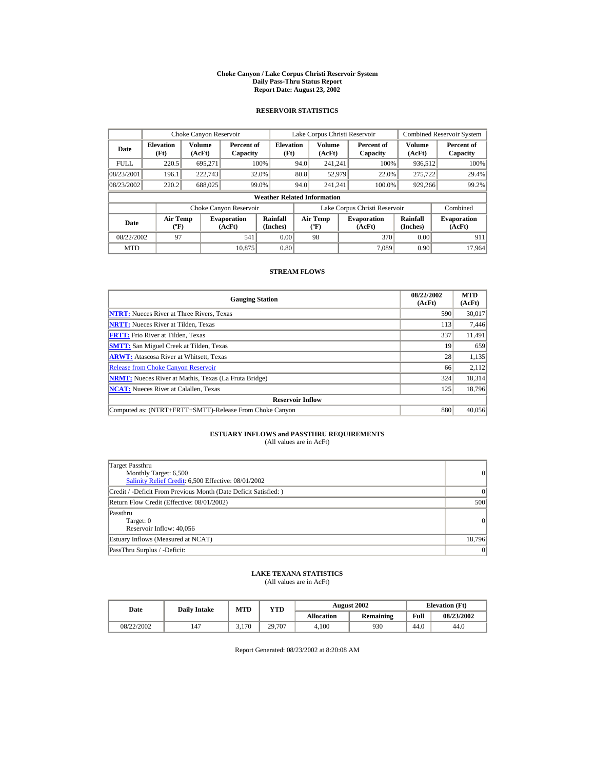# Choke Canyon / Lake Corpus Christi Reservoir System
## Daily Pass-Thru Status Report
## Report Date: August 23, 2002

### RESERVOIR STATISTICS

| Date | Choke Canyon Reservoir | | | Lake Corpus Christi Reservoir | | | Combined Reservoir System | |
|---|---|---|---|---|---|---|---|---|
| | Elevation (Ft) | Volume (AcFt) | Percent of Capacity | Elevation (Ft) | Volume (AcFt) | Percent of Capacity | Volume (AcFt) | Percent of Capacity |
| FULL | 220.5 | 695,271 | 100% | 94.0 | 241,241 | 100% | 936,512 | 100% |
| 08/23/2001 | 196.1 | 222,743 | 32.0% | 80.8 | 52,979 | 22.0% | 275,722 | 29.4% |
| 08/23/2002 | 220.2 | 688,025 | 99.0% | 94.0 | 241,241 | 100.0% | 929,266 | 99.2% |

**Weather Related Information**

| Date | Choke Canyon Reservoir | | | Lake Corpus Christi Reservoir | | | Combined |
|---|---|---|---|---|---|---|---|
| | Air Temp (ºF) | Evaporation (AcFt) | Rainfall (Inches) | Air Temp (ºF) | Evaporation (AcFt) | Rainfall (Inches) | Evaporation (AcFt) |
| 08/22/2002 | 97 | 541 | 0.00 | 98 | 370 | 0.00 | 911 |
| MTD | | 10,875 | 0.80 | | 7,089 | 0.90 | 17,964 |

### STREAM FLOWS

| Gauging Station | 08/22/2002 (AcFt) | MTD (AcFt) |
|---|---|---|
| **NTRT:** Nueces River at Three Rivers, Texas | 590 | 30,017 |
| **NRTT:** Nueces River at Tilden, Texas | 113 | 7,446 |
| **FRTT:** Frio River at Tilden, Texas | 337 | 11,491 |
| **SMTT:** San Miguel Creek at Tilden, Texas | 19 | 659 |
| **ARWT:** Atascosa River at Whitsett, Texas | 28 | 1,135 |
| Release from Choke Canyon Reservoir | 66 | 2,112 |
| **NRMT:** Nueces River at Mathis, Texas (La Fruta Bridge) | 324 | 18,314 |
| **NCAT:** Nueces River at Calallen, Texas | 125 | 18,796 |
| **Reservoir Inflow** | | |
| Computed as: (NTRT+FRTT+SMTT)-Release From Choke Canyon | 880 | 40,056 |

### ESTUARY INFLOWS and PASSTHRU REQUIREMENTS
(All values are in AcFt)

| | |
|---|---|
| Target Passthru<br>Monthly Target: 6,500<br>Salinity Relief Credit: 6,500 Effective: 08/01/2002 | 0 |
| Credit / -Deficit From Previous Month (Date Deficit Satisfied: ) | 0 |
| Return Flow Credit (Effective: 08/01/2002) | 500 |
| Passthru<br>Target: 0<br>Reservoir Inflow: 40,056 | 0 |
| Estuary Inflows (Measured at NCAT) | 18,796 |
| PassThru Surplus / -Deficit: | 0 |

### LAKE TEXANA STATISTICS
(All values are in AcFt)

| Date | Daily Intake | MTD | YTD | August 2002 | | Elevation (Ft) | |
|---|---|---|---|---|---|---|---|
| | | | | Allocation | Remaining | Full | 08/23/2002 |
| 08/22/2002 | 147 | 3,170 | 29,707 | 4,100 | 930 | 44.0 | 44.0 |

Report Generated: 08/23/2002 at 8:20:08 AM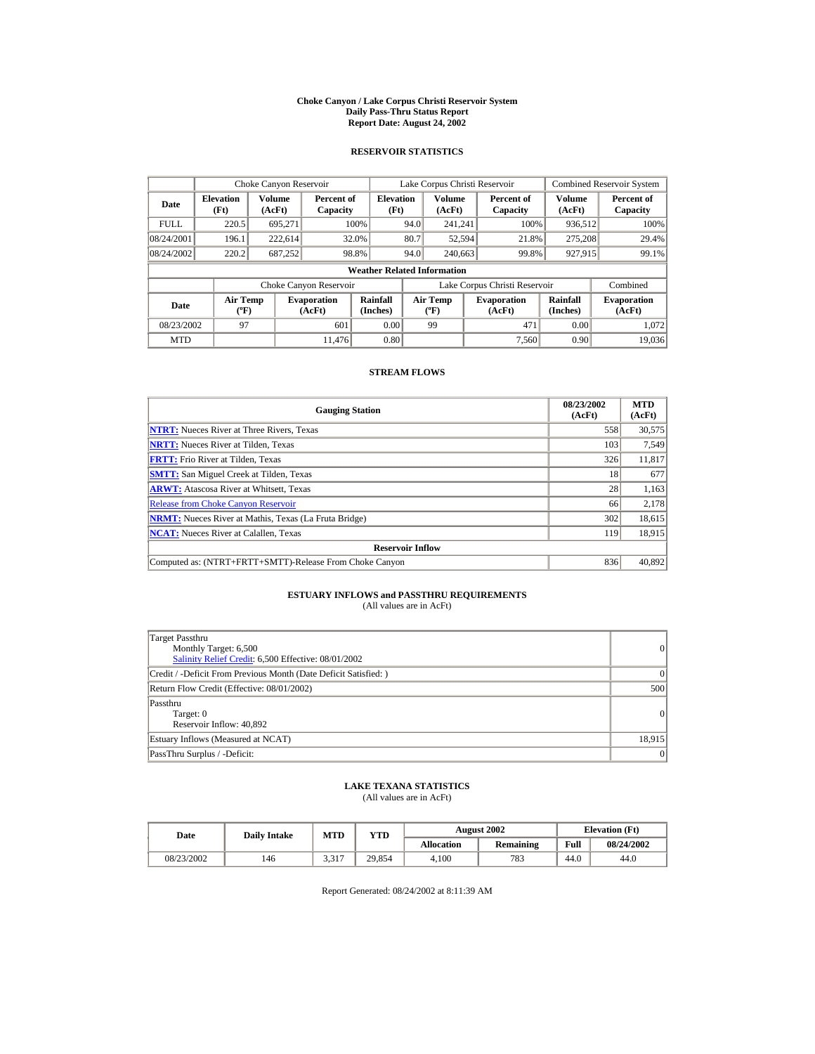# Choke Canyon / Lake Corpus Christi Reservoir System
## Daily Pass-Thru Status Report
## Report Date: August 24, 2002

### RESERVOIR STATISTICS

| | Choke Canyon Reservoir | | | Lake Corpus Christi Reservoir | | | Combined Reservoir System | |
|---|---|---|---|---|---|---|---|---|
| **Date** | **Elevation (Ft)** | **Volume (AcFt)** | **Percent of Capacity** | **Elevation (Ft)** | **Volume (AcFt)** | **Percent of Capacity** | **Volume (AcFt)** | **Percent of Capacity** |
| FULL | 220.5 | 695,271 | 100% | 94.0 | 241,241 | 100% | 936,512 | 100% |
| 08/24/2001 | 196.1 | 222,614 | 32.0% | 80.7 | 52,594 | 21.8% | 275,208 | 29.4% |
| 08/24/2002 | 220.2 | 687,252 | 98.8% | 94.0 | 240,663 | 99.8% | 927,915 | 99.1% |

**Weather Related Information**

| | Choke Canyon Reservoir | | | Lake Corpus Christi Reservoir | | | Combined |
|---|---|---|---|---|---|---|---|
| **Date** | **Air Temp (ºF)** | **Evaporation (AcFt)** | **Rainfall (Inches)** | **Air Temp (ºF)** | **Evaporation (AcFt)** | **Rainfall (Inches)** | **Evaporation (AcFt)** |
| 08/23/2002 | 97 | 601 | 0.00 | 99 | 471 | 0.00 | 1,072 |
| MTD | | 11,476 | 0.80 | | 7,560 | 0.90 | 19,036 |

### STREAM FLOWS

| Gauging Station | 08/23/2002 (AcFt) | MTD (AcFt) |
|---|---|---|
| **NTRT:** Nueces River at Three Rivers, Texas | 558 | 30,575 |
| **NRTT:** Nueces River at Tilden, Texas | 103 | 7,549 |
| **FRTT:** Frio River at Tilden, Texas | 326 | 11,817 |
| **SMTT:** San Miguel Creek at Tilden, Texas | 18 | 677 |
| **ARWT:** Atascosa River at Whitsett, Texas | 28 | 1,163 |
| Release from Choke Canyon Reservoir | 66 | 2,178 |
| **NRMT:** Nueces River at Mathis, Texas (La Fruta Bridge) | 302 | 18,615 |
| **NCAT:** Nueces River at Calallen, Texas | 119 | 18,915 |
| **Reservoir Inflow** | | |
| Computed as: (NTRT+FRTT+SMTT)-Release From Choke Canyon | 836 | 40,892 |

### ESTUARY INFLOWS and PASSTHRU REQUIREMENTS
(All values are in AcFt)

| | |
|---|---|
| Target Passthru<br>Monthly Target: 6,500<br>Salinity Relief Credit: 6,500 Effective: 08/01/2002 | 0 |
| Credit / -Deficit From Previous Month (Date Deficit Satisfied: ) | 0 |
| Return Flow Credit (Effective: 08/01/2002) | 500 |
| Passthru<br>Target: 0<br>Reservoir Inflow: 40,892 | 0 |
| Estuary Inflows (Measured at NCAT) | 18,915 |
| PassThru Surplus / -Deficit: | 0 |

### LAKE TEXANA STATISTICS
(All values are in AcFt)

| Date | Daily Intake | MTD | YTD | August 2002 | | Elevation (Ft) | |
|---|---|---|---|---|---|---|---|
| | | | | **Allocation** | **Remaining** | **Full** | **08/24/2002** |
| 08/23/2002 | 146 | 3,317 | 29,854 | 4,100 | 783 | 44.0 | 44.0 |

Report Generated: 08/24/2002 at 8:11:39 AM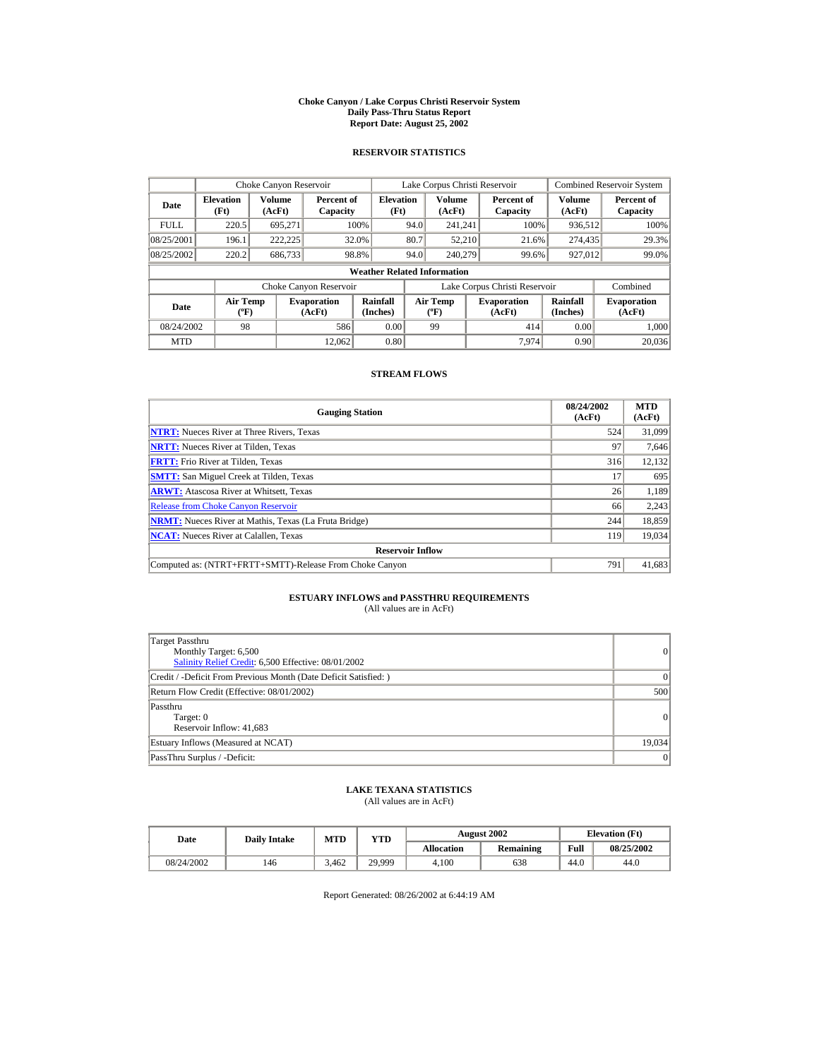# Choke Canyon / Lake Corpus Christi Reservoir System
## Daily Pass-Thru Status Report
### Report Date: August 25, 2002

## RESERVOIR STATISTICS

| Date | Choke Canyon Reservoir | | | Lake Corpus Christi Reservoir | | | Combined Reservoir System | |
|---|---|---|---|---|---|---|---|---|
| | Elevation (Ft) | Volume (AcFt) | Percent of Capacity | Elevation (Ft) | Volume (AcFt) | Percent of Capacity | Volume (AcFt) | Percent of Capacity |
| FULL | 220.5 | 695,271 | 100% | 94.0 | 241,241 | 100% | 936,512 | 100% |
| 08/25/2001 | 196.1 | 222,225 | 32.0% | 80.7 | 52,210 | 21.6% | 274,435 | 29.3% |
| 08/25/2002 | 220.2 | 686,733 | 98.8% | 94.0 | 240,279 | 99.6% | 927,012 | 99.0% |

**Weather Related Information**

| Date | Choke Canyon Reservoir | | | Lake Corpus Christi Reservoir | | | Combined |
|---|---|---|---|---|---|---|---|
| | Air Temp (ºF) | Evaporation (AcFt) | Rainfall (Inches) | Air Temp (ºF) | Evaporation (AcFt) | Rainfall (Inches) | Evaporation (AcFt) |
| 08/24/2002 | 98 | 586 | 0.00 | 99 | 414 | 0.00 | 1,000 |
| MTD | | 12,062 | 0.80 | | 7,974 | 0.90 | 20,036 |

## STREAM FLOWS

| Gauging Station | 08/24/2002 (AcFt) | MTD (AcFt) |
|---|---|---|
| NTRT: Nueces River at Three Rivers, Texas | 524 | 31,099 |
| NRTT: Nueces River at Tilden, Texas | 97 | 7,646 |
| FRTT: Frio River at Tilden, Texas | 316 | 12,132 |
| SMTT: San Miguel Creek at Tilden, Texas | 17 | 695 |
| ARWT: Atascosa River at Whitsett, Texas | 26 | 1,189 |
| Release from Choke Canyon Reservoir | 66 | 2,243 |
| NRMT: Nueces River at Mathis, Texas (La Fruta Bridge) | 244 | 18,859 |
| NCAT: Nueces River at Calallen, Texas | 119 | 19,034 |
| **Reservoir Inflow** | | |
| Computed as: (NTRT+FRTT+SMTT)-Release From Choke Canyon | 791 | 41,683 |

## ESTUARY INFLOWS and PASSTHRU REQUIREMENTS
(All values are in AcFt)

| | |
|---|---|
| Target Passthru<br>Monthly Target: 6,500<br>Salinity Relief Credit: 6,500 Effective: 08/01/2002 | 0 |
| Credit / -Deficit From Previous Month (Date Deficit Satisfied: ) | 0 |
| Return Flow Credit (Effective: 08/01/2002) | 500 |
| Passthru<br>Target: 0<br>Reservoir Inflow: 41,683 | 0 |
| Estuary Inflows (Measured at NCAT) | 19,034 |
| PassThru Surplus / -Deficit: | 0 |

## LAKE TEXANA STATISTICS
(All values are in AcFt)

| Date | Daily Intake | MTD | YTD | August 2002 | | Elevation (Ft) | |
|---|---|---|---|---|---|---|---|
| | | | | Allocation | Remaining | Full | 08/25/2002 |
| 08/24/2002 | 146 | 3,462 | 29,999 | 4,100 | 638 | 44.0 | 44.0 |

Report Generated: 08/26/2002 at 6:44:19 AM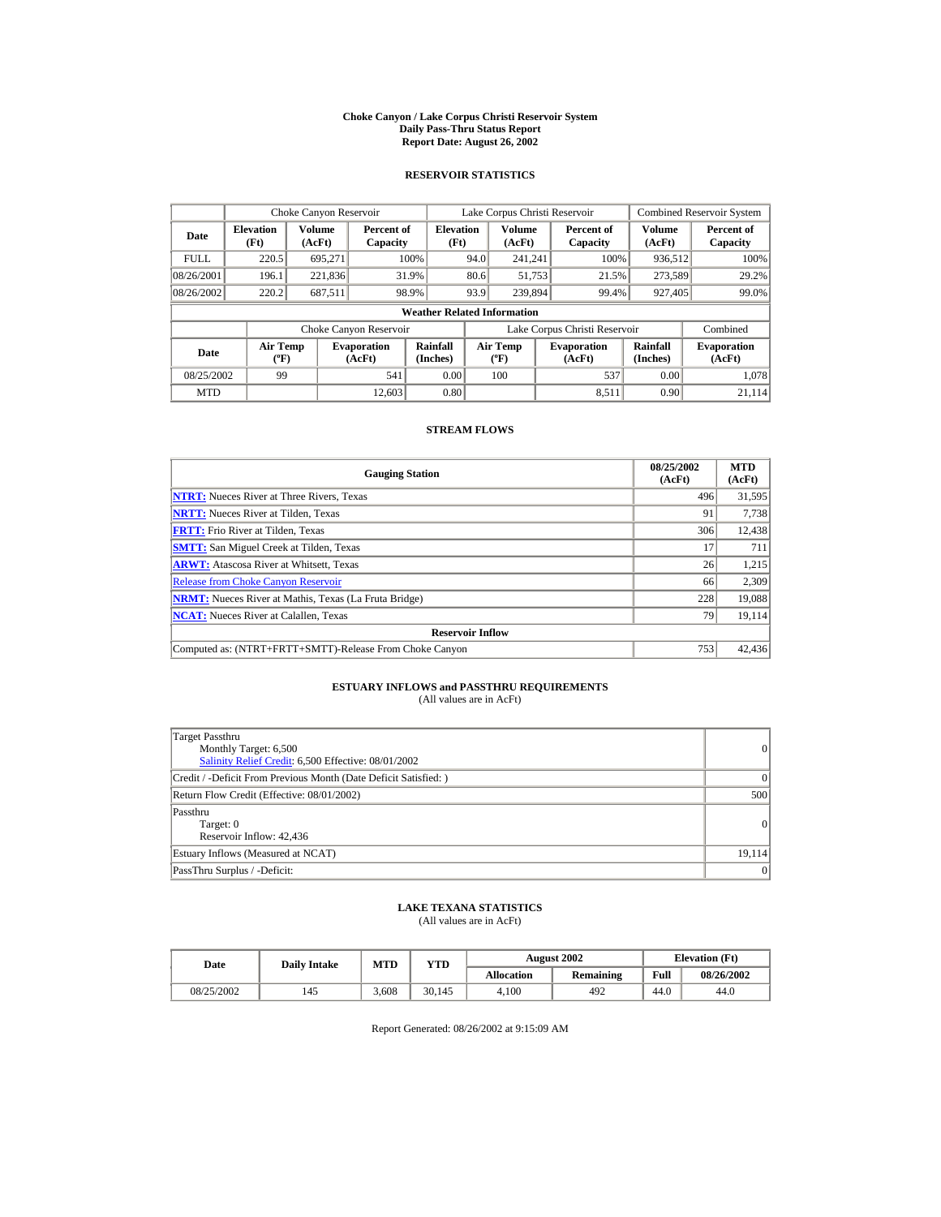# Choke Canyon / Lake Corpus Christi Reservoir System
## Daily Pass-Thru Status Report
## Report Date: August 26, 2002

### RESERVOIR STATISTICS

| Date | Choke Canyon Reservoir | | | Lake Corpus Christi Reservoir | | | Combined Reservoir System | |
|---|---|---|---|---|---|---|---|---|
| | Elevation (Ft) | Volume (AcFt) | Percent of Capacity | Elevation (Ft) | Volume (AcFt) | Percent of Capacity | Volume (AcFt) | Percent of Capacity |
| FULL | 220.5 | 695,271 | 100% | 94.0 | 241,241 | 100% | 936,512 | 100% |
| 08/26/2001 | 196.1 | 221,836 | 31.9% | 80.6 | 51,753 | 21.5% | 273,589 | 29.2% |
| 08/26/2002 | 220.2 | 687,511 | 98.9% | 93.9 | 239,894 | 99.4% | 927,405 | 99.0% |

**Weather Related Information**

| Date | Choke Canyon Reservoir | | | Lake Corpus Christi Reservoir | | | Combined |
|---|---|---|---|---|---|---|---|
| | Air Temp (ºF) | Evaporation (AcFt) | Rainfall (Inches) | Air Temp (ºF) | Evaporation (AcFt) | Rainfall (Inches) | Evaporation (AcFt) |
| 08/25/2002 | 99 | 541 | 0.00 | 100 | 537 | 0.00 | 1,078 |
| MTD | | 12,603 | 0.80 | | 8,511 | 0.90 | 21,114 |

### STREAM FLOWS

| Gauging Station | 08/25/2002 (AcFt) | MTD (AcFt) |
|---|---|---|
| **NTRT:** Nueces River at Three Rivers, Texas | 496 | 31,595 |
| **NRTT:** Nueces River at Tilden, Texas | 91 | 7,738 |
| **FRTT:** Frio River at Tilden, Texas | 306 | 12,438 |
| **SMTT:** San Miguel Creek at Tilden, Texas | 17 | 711 |
| **ARWT:** Atascosa River at Whitsett, Texas | 26 | 1,215 |
| Release from Choke Canyon Reservoir | 66 | 2,309 |
| **NRMT:** Nueces River at Mathis, Texas (La Fruta Bridge) | 228 | 19,088 |
| **NCAT:** Nueces River at Calallen, Texas | 79 | 19,114 |
| **Reservoir Inflow** | | |
| Computed as: (NTRT+FRTT+SMTT)-Release From Choke Canyon | 753 | 42,436 |

### ESTUARY INFLOWS and PASSTHRU REQUIREMENTS
(All values are in AcFt)

| | |
|---|---|
| Target Passthru<br>Monthly Target: 6,500<br>Salinity Relief Credit: 6,500 Effective: 08/01/2002 | 0 |
| Credit / -Deficit From Previous Month (Date Deficit Satisfied: ) | 0 |
| Return Flow Credit (Effective: 08/01/2002) | 500 |
| Passthru<br>Target: 0<br>Reservoir Inflow: 42,436 | 0 |
| Estuary Inflows (Measured at NCAT) | 19,114 |
| PassThru Surplus / -Deficit: | 0 |

### LAKE TEXANA STATISTICS
(All values are in AcFt)

| Date | Daily Intake | MTD | YTD | August 2002 | | Elevation (Ft) | |
|---|---|---|---|---|---|---|---|
| | | | | Allocation | Remaining | Full | 08/26/2002 |
| 08/25/2002 | 145 | 3,608 | 30,145 | 4,100 | 492 | 44.0 | 44.0 |

Report Generated: 08/26/2002 at 9:15:09 AM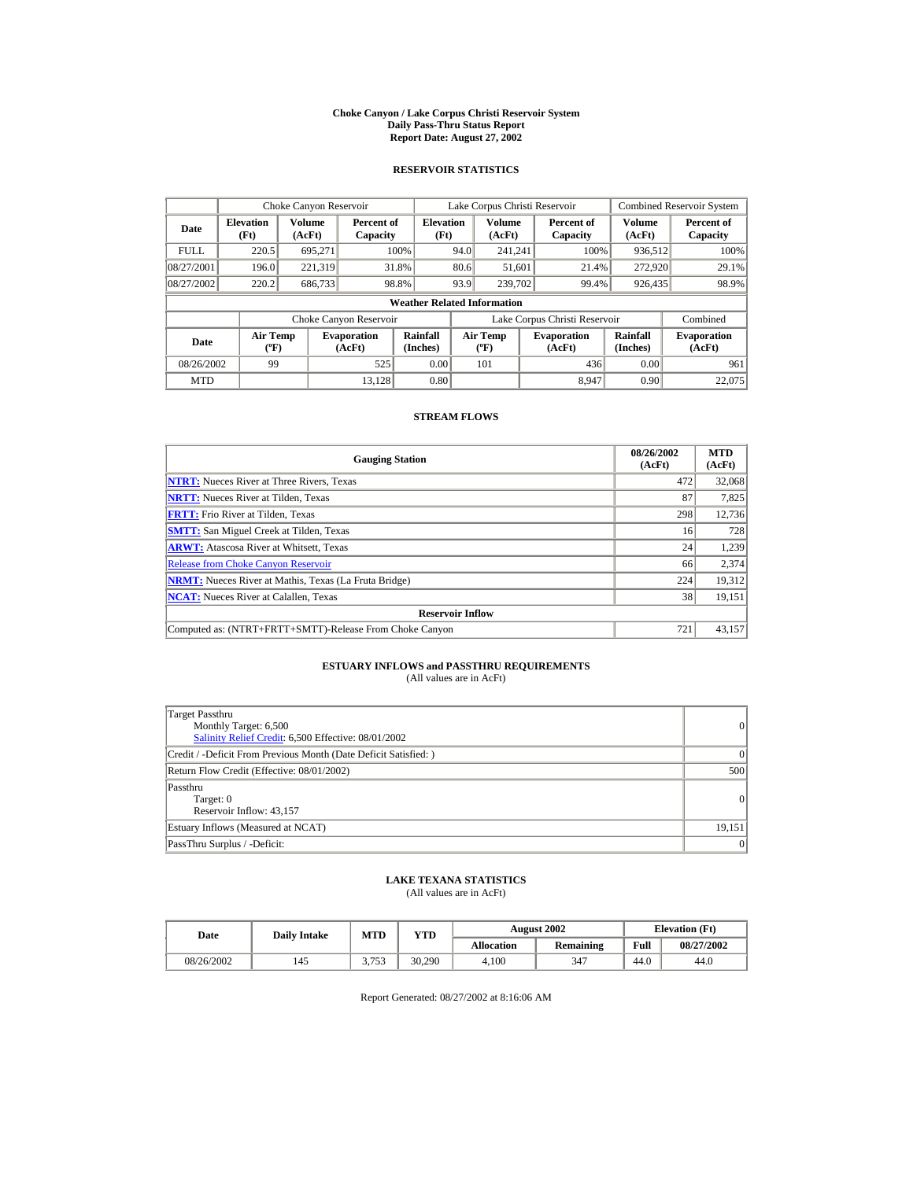# Choke Canyon / Lake Corpus Christi Reservoir System
## Daily Pass-Thru Status Report
### Report Date: August 27, 2002

## RESERVOIR STATISTICS

| Date | Choke Canyon Reservoir | | | Lake Corpus Christi Reservoir | | | Combined Reservoir System | |
|---|---|---|---|---|---|---|---|---|
| | Elevation (Ft) | Volume (AcFt) | Percent of Capacity | Elevation (Ft) | Volume (AcFt) | Percent of Capacity | Volume (AcFt) | Percent of Capacity |
| FULL | 220.5 | 695,271 | 100% | 94.0 | 241,241 | 100% | 936,512 | 100% |
| 08/27/2001 | 196.0 | 221,319 | 31.8% | 80.6 | 51,601 | 21.4% | 272,920 | 29.1% |
| 08/27/2002 | 220.2 | 686,733 | 98.8% | 93.9 | 239,702 | 99.4% | 926,435 | 98.9% |

**Weather Related Information**

| Date | Choke Canyon Reservoir | | | Lake Corpus Christi Reservoir | | | Combined |
|---|---|---|---|---|---|---|---|
| | Air Temp (ºF) | Evaporation (AcFt) | Rainfall (Inches) | Air Temp (ºF) | Evaporation (AcFt) | Rainfall (Inches) | Evaporation (AcFt) |
| 08/26/2002 | 99 | 525 | 0.00 | 101 | 436 | 0.00 | 961 |
| MTD | | 13,128 | 0.80 | | 8,947 | 0.90 | 22,075 |

## STREAM FLOWS

| Gauging Station | 08/26/2002 (AcFt) | MTD (AcFt) |
|---|---|---|
| **NTRT:** Nueces River at Three Rivers, Texas | 472 | 32,068 |
| **NRTT:** Nueces River at Tilden, Texas | 87 | 7,825 |
| **FRTT:** Frio River at Tilden, Texas | 298 | 12,736 |
| **SMTT:** San Miguel Creek at Tilden, Texas | 16 | 728 |
| **ARWT:** Atascosa River at Whitsett, Texas | 24 | 1,239 |
| Release from Choke Canyon Reservoir | 66 | 2,374 |
| **NRMT:** Nueces River at Mathis, Texas (La Fruta Bridge) | 224 | 19,312 |
| **NCAT:** Nueces River at Calallen, Texas | 38 | 19,151 |
| **Reservoir Inflow** | | |
| Computed as: (NTRT+FRTT+SMTT)-Release From Choke Canyon | 721 | 43,157 |

## ESTUARY INFLOWS and PASSTHRU REQUIREMENTS
(All values are in AcFt)

| | |
|---|---|
| Target Passthru<br>Monthly Target: 6,500<br>Salinity Relief Credit: 6,500 Effective: 08/01/2002 | 0 |
| Credit / -Deficit From Previous Month (Date Deficit Satisfied: ) | 0 |
| Return Flow Credit (Effective: 08/01/2002) | 500 |
| Passthru<br>Target: 0<br>Reservoir Inflow: 43,157 | 0 |
| Estuary Inflows (Measured at NCAT) | 19,151 |
| PassThru Surplus / -Deficit: | 0 |

## LAKE TEXANA STATISTICS
(All values are in AcFt)

| Date | Daily Intake | MTD | YTD | August 2002 | | Elevation (Ft) | |
|---|---|---|---|---|---|---|---|
| | | | | Allocation | Remaining | Full | 08/27/2002 |
| 08/26/2002 | 145 | 3,753 | 30,290 | 4,100 | 347 | 44.0 | 44.0 |

Report Generated: 08/27/2002 at 8:16:06 AM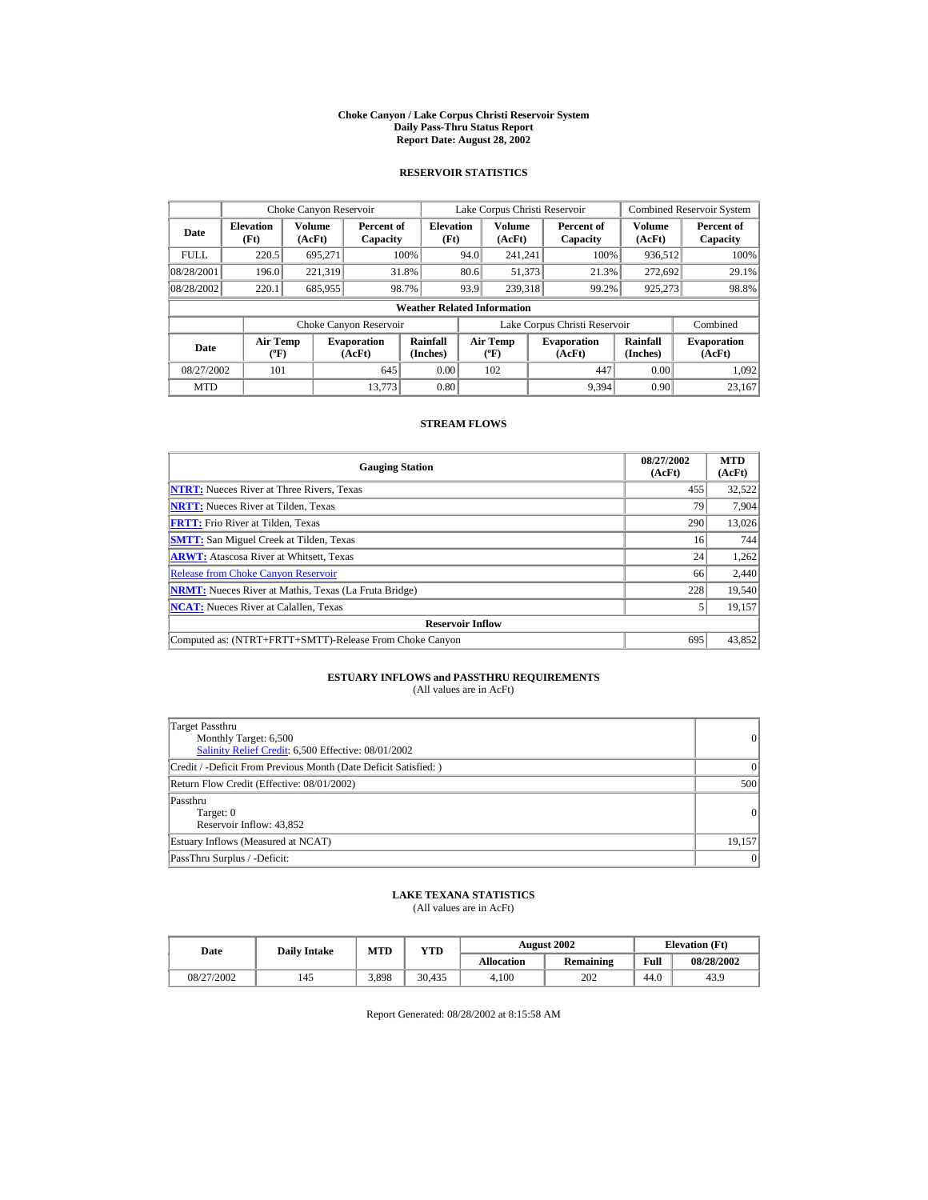# Choke Canyon / Lake Corpus Christi Reservoir System
## Daily Pass-Thru Status Report
## Report Date: August 28, 2002

### RESERVOIR STATISTICS

| Date | Choke Canyon Reservoir | | | Lake Corpus Christi Reservoir | | | Combined Reservoir System | |
|---|---|---|---|---|---|---|---|---|
| | Elevation (Ft) | Volume (AcFt) | Percent of Capacity | Elevation (Ft) | Volume (AcFt) | Percent of Capacity | Volume (AcFt) | Percent of Capacity |
| FULL | 220.5 | 695,271 | 100% | 94.0 | 241,241 | 100% | 936,512 | 100% |
| 08/28/2001 | 196.0 | 221,319 | 31.8% | 80.6 | 51,373 | 21.3% | 272,692 | 29.1% |
| 08/28/2002 | 220.1 | 685,955 | 98.7% | 93.9 | 239,318 | 99.2% | 925,273 | 98.8% |

**Weather Related Information**

| Date | Choke Canyon Reservoir | | | Lake Corpus Christi Reservoir | | | Combined |
|---|---|---|---|---|---|---|---|
| | Air Temp (ºF) | Evaporation (AcFt) | Rainfall (Inches) | Air Temp (ºF) | Evaporation (AcFt) | Rainfall (Inches) | Evaporation (AcFt) |
| 08/27/2002 | 101 | 645 | 0.00 | 102 | 447 | 0.00 | 1,092 |
| MTD | | 13,773 | 0.80 | | 9,394 | 0.90 | 23,167 |

### STREAM FLOWS

| Gauging Station | 08/27/2002 (AcFt) | MTD (AcFt) |
|---|---|---|
| NTRT: Nueces River at Three Rivers, Texas | 455 | 32,522 |
| NRTT: Nueces River at Tilden, Texas | 79 | 7,904 |
| FRTT: Frio River at Tilden, Texas | 290 | 13,026 |
| SMTT: San Miguel Creek at Tilden, Texas | 16 | 744 |
| ARWT: Atascosa River at Whitsett, Texas | 24 | 1,262 |
| Release from Choke Canyon Reservoir | 66 | 2,440 |
| NRMT: Nueces River at Mathis, Texas (La Fruta Bridge) | 228 | 19,540 |
| NCAT: Nueces River at Calallen, Texas | 5 | 19,157 |
| **Reservoir Inflow** | | |
| Computed as: (NTRT+FRTT+SMTT)-Release From Choke Canyon | 695 | 43,852 |

### ESTUARY INFLOWS and PASSTHRU REQUIREMENTS
(All values are in AcFt)

| | |
|---|---|
| Target Passthru<br>Monthly Target: 6,500<br>Salinity Relief Credit: 6,500 Effective: 08/01/2002 | 0 |
| Credit / -Deficit From Previous Month (Date Deficit Satisfied: ) | 0 |
| Return Flow Credit (Effective: 08/01/2002) | 500 |
| Passthru<br>Target: 0<br>Reservoir Inflow: 43,852 | 0 |
| Estuary Inflows (Measured at NCAT) | 19,157 |
| PassThru Surplus / -Deficit: | 0 |

### LAKE TEXANA STATISTICS
(All values are in AcFt)

| Date | Daily Intake | MTD | YTD | August 2002 | | Elevation (Ft) | |
|---|---|---|---|---|---|---|---|
| | | | | Allocation | Remaining | Full | 08/28/2002 |
| 08/27/2002 | 145 | 3,898 | 30,435 | 4,100 | 202 | 44.0 | 43.9 |

Report Generated: 08/28/2002 at 8:15:58 AM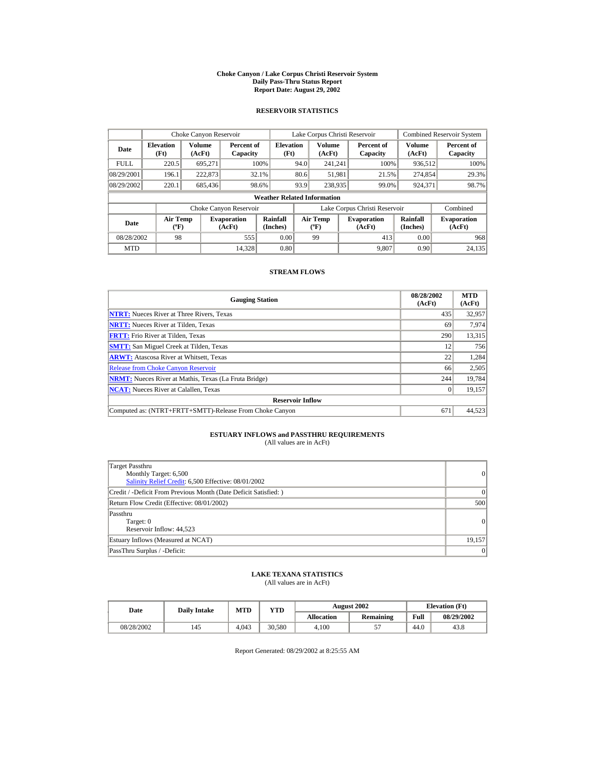# Choke Canyon / Lake Corpus Christi Reservoir System
## Daily Pass-Thru Status Report
## Report Date: August 29, 2002

### RESERVOIR STATISTICS

| | Choke Canyon Reservoir | | | Lake Corpus Christi Reservoir | | | Combined Reservoir System | |
|---|---|---|---|---|---|---|---|---|
| **Date** | **Elevation (Ft)** | **Volume (AcFt)** | **Percent of Capacity** | **Elevation (Ft)** | **Volume (AcFt)** | **Percent of Capacity** | **Volume (AcFt)** | **Percent of Capacity** |
| FULL | 220.5 | 695,271 | 100% | 94.0 | 241,241 | 100% | 936,512 | 100% |
| 08/29/2001 | 196.1 | 222,873 | 32.1% | 80.6 | 51,981 | 21.5% | 274,854 | 29.3% |
| 08/29/2002 | 220.1 | 685,436 | 98.6% | 93.9 | 238,935 | 99.0% | 924,371 | 98.7% |

**Weather Related Information**

| | Choke Canyon Reservoir | | | Lake Corpus Christi Reservoir | | | Combined |
|---|---|---|---|---|---|---|---|
| **Date** | **Air Temp (ºF)** | **Evaporation (AcFt)** | **Rainfall (Inches)** | **Air Temp (ºF)** | **Evaporation (AcFt)** | **Rainfall (Inches)** | **Evaporation (AcFt)** |
| 08/28/2002 | 98 | 555 | 0.00 | 99 | 413 | 0.00 | 968 |
| MTD | | 14,328 | 0.80 | | 9,807 | 0.90 | 24,135 |

### STREAM FLOWS

| Gauging Station | 08/28/2002 (AcFt) | MTD (AcFt) |
|---|---|---|
| **NTRT:** Nueces River at Three Rivers, Texas | 435 | 32,957 |
| **NRTT:** Nueces River at Tilden, Texas | 69 | 7,974 |
| **FRTT:** Frio River at Tilden, Texas | 290 | 13,315 |
| **SMTT:** San Miguel Creek at Tilden, Texas | 12 | 756 |
| **ARWT:** Atascosa River at Whitsett, Texas | 22 | 1,284 |
| Release from Choke Canyon Reservoir | 66 | 2,505 |
| **NRMT:** Nueces River at Mathis, Texas (La Fruta Bridge) | 244 | 19,784 |
| **NCAT:** Nueces River at Calallen, Texas | 0 | 19,157 |
| **Reservoir Inflow** | | |
| Computed as: (NTRT+FRTT+SMTT)-Release From Choke Canyon | 671 | 44,523 |

### ESTUARY INFLOWS and PASSTHRU REQUIREMENTS
(All values are in AcFt)

| | |
|---|---|
| Target Passthru<br>Monthly Target: 6,500<br>Salinity Relief Credit: 6,500 Effective: 08/01/2002 | 0 |
| Credit / -Deficit From Previous Month (Date Deficit Satisfied: ) | 0 |
| Return Flow Credit (Effective: 08/01/2002) | 500 |
| Passthru<br>Target: 0<br>Reservoir Inflow: 44,523 | 0 |
| Estuary Inflows (Measured at NCAT) | 19,157 |
| PassThru Surplus / -Deficit: | 0 |

### LAKE TEXANA STATISTICS
(All values are in AcFt)

| Date | Daily Intake | MTD | YTD | August 2002 | | Elevation (Ft) | |
|---|---|---|---|---|---|---|---|
| | | | | **Allocation** | **Remaining** | **Full** | **08/29/2002** |
| 08/28/2002 | 145 | 4,043 | 30,580 | 4,100 | 57 | 44.0 | 43.8 |

Report Generated: 08/29/2002 at 8:25:55 AM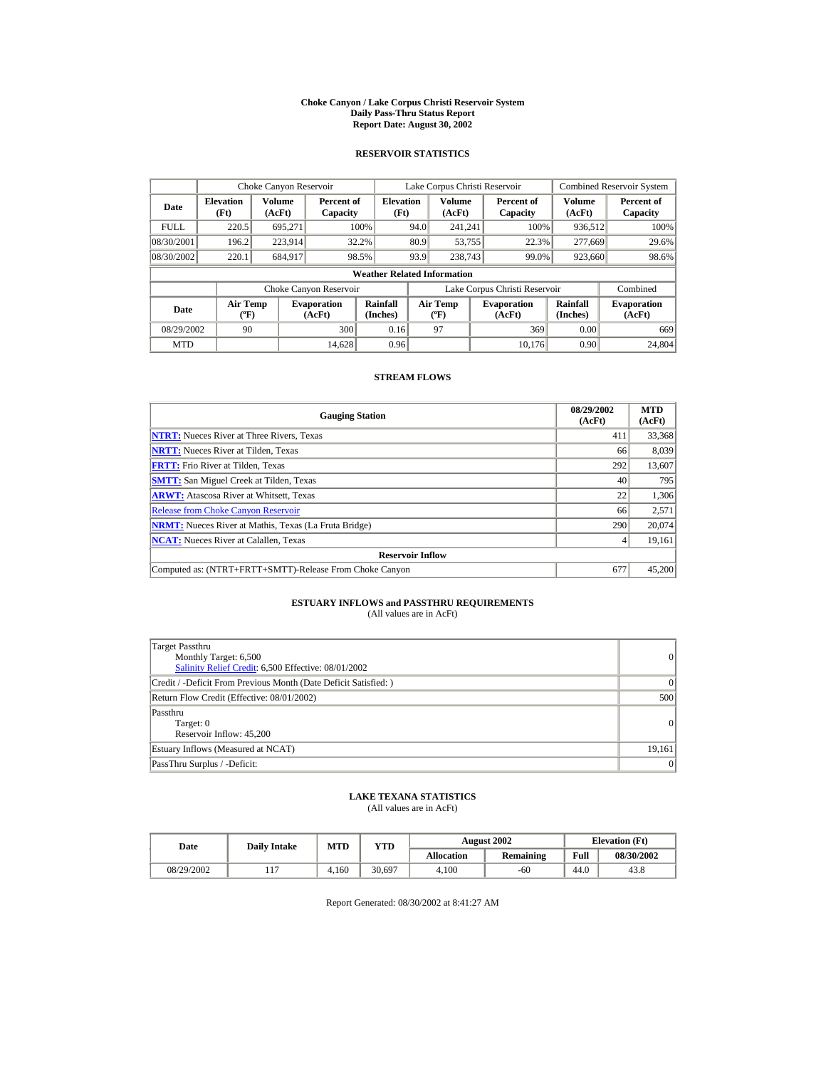# Choke Canyon / Lake Corpus Christi Reservoir System
## Daily Pass-Thru Status Report
## Report Date: August 30, 2002

### RESERVOIR STATISTICS

| | Choke Canyon Reservoir | | | Lake Corpus Christi Reservoir | | | Combined Reservoir System | |
|---|---|---|---|---|---|---|---|---|
| **Date** | **Elevation (Ft)** | **Volume (AcFt)** | **Percent of Capacity** | **Elevation (Ft)** | **Volume (AcFt)** | **Percent of Capacity** | **Volume (AcFt)** | **Percent of Capacity** |
| FULL | 220.5 | 695,271 | 100% | 94.0 | 241,241 | 100% | 936,512 | 100% |
| 08/30/2001 | 196.2 | 223,914 | 32.2% | 80.9 | 53,755 | 22.3% | 277,669 | 29.6% |
| 08/30/2002 | 220.1 | 684,917 | 98.5% | 93.9 | 238,743 | 99.0% | 923,660 | 98.6% |

**Weather Related Information**

| | Choke Canyon Reservoir | | | Lake Corpus Christi Reservoir | | | Combined |
|---|---|---|---|---|---|---|---|
| **Date** | **Air Temp (ºF)** | **Evaporation (AcFt)** | **Rainfall (Inches)** | **Air Temp (ºF)** | **Evaporation (AcFt)** | **Rainfall (Inches)** | **Evaporation (AcFt)** |
| 08/29/2002 | 90 | 300 | 0.16 | 97 | 369 | 0.00 | 669 |
| MTD | | 14,628 | 0.96 | | 10,176 | 0.90 | 24,804 |

### STREAM FLOWS

| Gauging Station | 08/29/2002 (AcFt) | MTD (AcFt) |
|---|---|---|
| **NTRT:** Nueces River at Three Rivers, Texas | 411 | 33,368 |
| **NRTT:** Nueces River at Tilden, Texas | 66 | 8,039 |
| **FRTT:** Frio River at Tilden, Texas | 292 | 13,607 |
| **SMTT:** San Miguel Creek at Tilden, Texas | 40 | 795 |
| **ARWT:** Atascosa River at Whitsett, Texas | 22 | 1,306 |
| Release from Choke Canyon Reservoir | 66 | 2,571 |
| **NRMT:** Nueces River at Mathis, Texas (La Fruta Bridge) | 290 | 20,074 |
| **NCAT:** Nueces River at Calallen, Texas | 4 | 19,161 |
| **Reservoir Inflow** | | |
| Computed as: (NTRT+FRTT+SMTT)-Release From Choke Canyon | 677 | 45,200 |

### ESTUARY INFLOWS and PASSTHRU REQUIREMENTS
(All values are in AcFt)

| | |
|---|---|
| Target Passthru<br>Monthly Target: 6,500<br>Salinity Relief Credit: 6,500 Effective: 08/01/2002 | 0 |
| Credit / -Deficit From Previous Month (Date Deficit Satisfied: ) | 0 |
| Return Flow Credit (Effective: 08/01/2002) | 500 |
| Passthru<br>Target: 0<br>Reservoir Inflow: 45,200 | 0 |
| Estuary Inflows (Measured at NCAT) | 19,161 |
| PassThru Surplus / -Deficit: | 0 |

### LAKE TEXANA STATISTICS
(All values are in AcFt)

| Date | Daily Intake | MTD | YTD | August 2002 | | Elevation (Ft) | |
|---|---|---|---|---|---|---|---|
| | | | | **Allocation** | **Remaining** | **Full** | **08/30/2002** |
| 08/29/2002 | 117 | 4,160 | 30,697 | 4,100 | -60 | 44.0 | 43.8 |

Report Generated: 08/30/2002 at 8:41:27 AM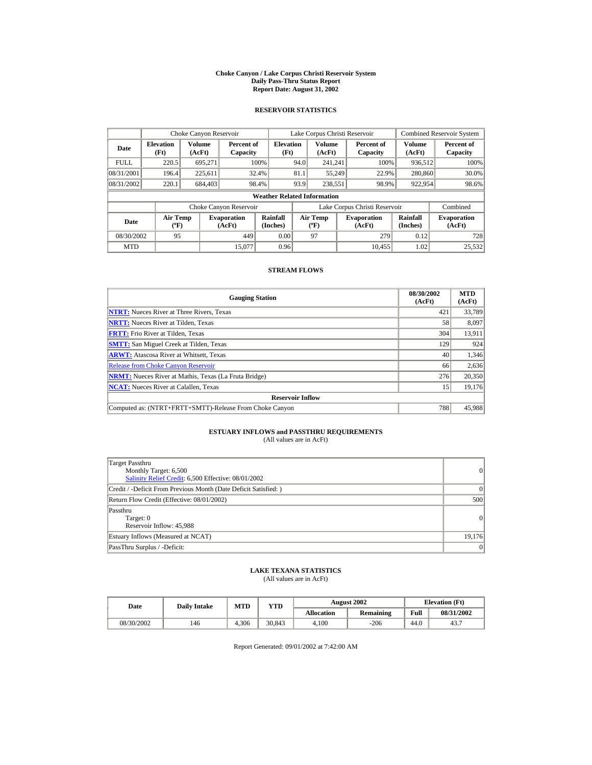# Choke Canyon / Lake Corpus Christi Reservoir System
## Daily Pass-Thru Status Report
## Report Date: August 31, 2002

### RESERVOIR STATISTICS

| Date | Choke Canyon Reservoir | | | Lake Corpus Christi Reservoir | | | Combined Reservoir System | |
|---|---|---|---|---|---|---|---|---|
| | Elevation (Ft) | Volume (AcFt) | Percent of Capacity | Elevation (Ft) | Volume (AcFt) | Percent of Capacity | Volume (AcFt) | Percent of Capacity |
| FULL | 220.5 | 695,271 | 100% | 94.0 | 241,241 | 100% | 936,512 | 100% |
| 08/31/2001 | 196.4 | 225,611 | 32.4% | 81.1 | 55,249 | 22.9% | 280,860 | 30.0% |
| 08/31/2002 | 220.1 | 684,403 | 98.4% | 93.9 | 238,551 | 98.9% | 922,954 | 98.6% |

**Weather Related Information**

| Date | Choke Canyon Reservoir | | | Lake Corpus Christi Reservoir | | | Combined |
|---|---|---|---|---|---|---|---|
| | Air Temp (ºF) | Evaporation (AcFt) | Rainfall (Inches) | Air Temp (ºF) | Evaporation (AcFt) | Rainfall (Inches) | Evaporation (AcFt) |
| 08/30/2002 | 95 | 449 | 0.00 | 97 | 279 | 0.12 | 728 |
| MTD | | 15,077 | 0.96 | | 10,455 | 1.02 | 25,532 |

### STREAM FLOWS

| Gauging Station | 08/30/2002 (AcFt) | MTD (AcFt) |
|---|---|---|
| NTRT: Nueces River at Three Rivers, Texas | 421 | 33,789 |
| NRTT: Nueces River at Tilden, Texas | 58 | 8,097 |
| FRTT: Frio River at Tilden, Texas | 304 | 13,911 |
| SMTT: San Miguel Creek at Tilden, Texas | 129 | 924 |
| ARWT: Atascosa River at Whitsett, Texas | 40 | 1,346 |
| Release from Choke Canyon Reservoir | 66 | 2,636 |
| NRMT: Nueces River at Mathis, Texas (La Fruta Bridge) | 276 | 20,350 |
| NCAT: Nueces River at Calallen, Texas | 15 | 19,176 |
| **Reservoir Inflow** | | |
| Computed as: (NTRT+FRTT+SMTT)-Release From Choke Canyon | 788 | 45,988 |

### ESTUARY INFLOWS and PASSTHRU REQUIREMENTS
(All values are in AcFt)

| | |
|---|---|
| Target Passthru<br>Monthly Target: 6,500<br>Salinity Relief Credit: 6,500 Effective: 08/01/2002 | 0 |
| Credit / -Deficit From Previous Month (Date Deficit Satisfied: ) | 0 |
| Return Flow Credit (Effective: 08/01/2002) | 500 |
| Passthru<br>Target: 0<br>Reservoir Inflow: 45,988 | 0 |
| Estuary Inflows (Measured at NCAT) | 19,176 |
| PassThru Surplus / -Deficit: | 0 |

### LAKE TEXANA STATISTICS
(All values are in AcFt)

| Date | Daily Intake | MTD | YTD | August 2002 | | Elevation (Ft) | |
|---|---|---|---|---|---|---|---|
| | | | | Allocation | Remaining | Full | 08/31/2002 |
| 08/30/2002 | 146 | 4,306 | 30,843 | 4,100 | -206 | 44.0 | 43.7 |

Report Generated: 09/01/2002 at 7:42:00 AM